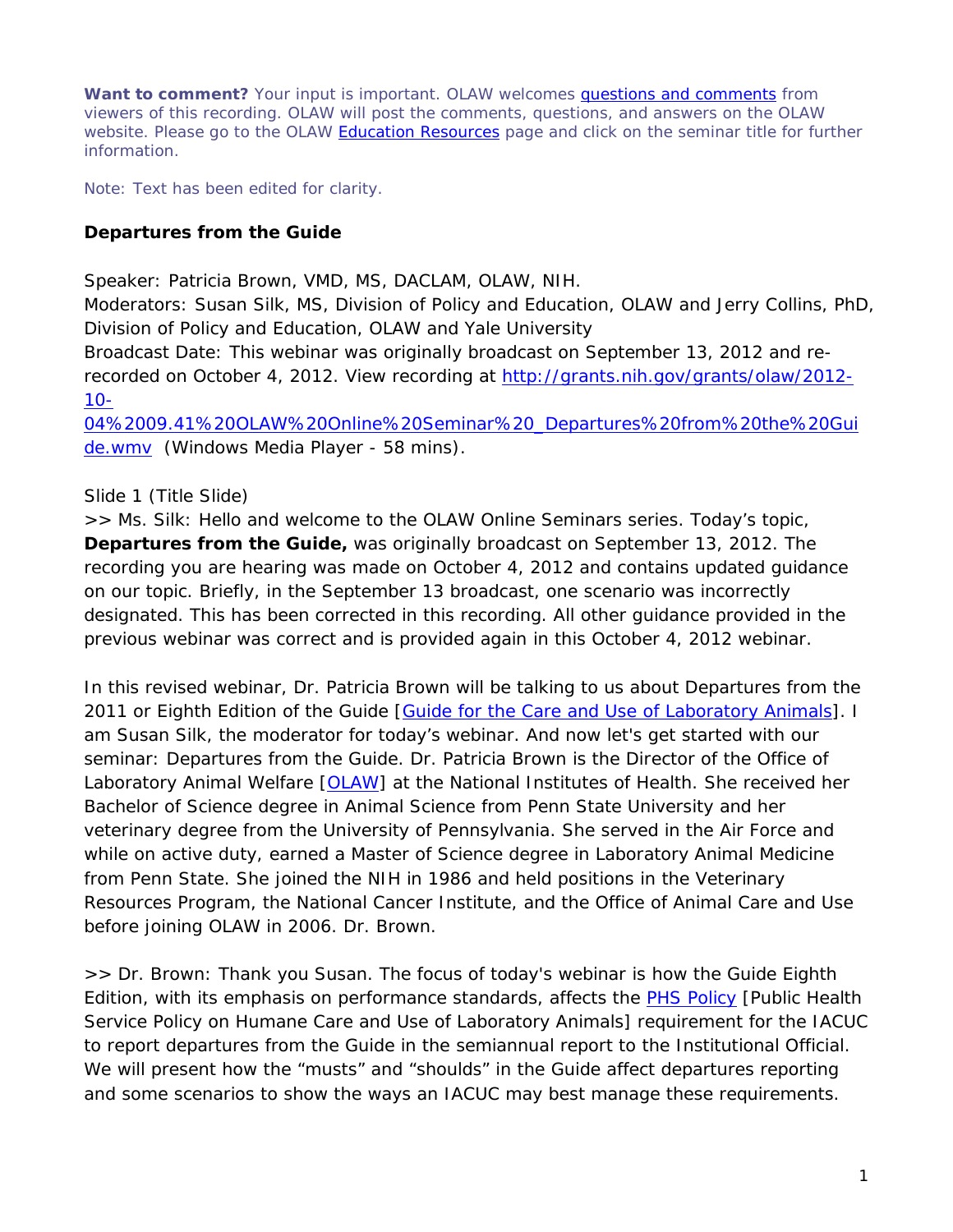**Want to comment?** Your input is important. OLAW welcomes questions and comments from viewers of this recording. OLAW will post the comments, questions, and answers on the OLAW website. Please go to the OLAW Education Resources page and click on the seminar title for further information.

Note: Text has been edited for clarity.

## Departures from the Guide

Speaker: Patricia Brown, VMD, MS, DACLAM, OLAW, NIH.
Moderators: Susan Silk, MS, Division of Policy and Education, OLAW and Jerry Collins, PhD, Division of Policy and Education, OLAW and Yale University
Broadcast Date: This webinar was originally broadcast on September 13, 2012 and re-recorded on October 4, 2012. View recording at http://grants.nih.gov/grants/olaw/2012-10-04%2009.41%20OLAW%20Online%20Seminar%20_Departures%20from%20the%20Guide.wmv (Windows Media Player - 58 mins).

Slide 1 (Title Slide)
>> Ms. Silk: Hello and welcome to the OLAW Online Seminars series. Today's topic, **Departures from the Guide,** was originally broadcast on September 13, 2012. The recording you are hearing was made on October 4, 2012 and contains updated guidance on our topic. Briefly, in the September 13 broadcast, one scenario was incorrectly designated. This has been corrected in this recording. All other guidance provided in the previous webinar was correct and is provided again in this October 4, 2012 webinar.

In this revised webinar, Dr. Patricia Brown will be talking to us about Departures from the 2011 or Eighth Edition of the Guide [Guide for the Care and Use of Laboratory Animals]. I am Susan Silk, the moderator for today's webinar. And now let's get started with our seminar: Departures from the Guide. Dr. Patricia Brown is the Director of the Office of Laboratory Animal Welfare [OLAW] at the National Institutes of Health. She received her Bachelor of Science degree in Animal Science from Penn State University and her veterinary degree from the University of Pennsylvania. She served in the Air Force and while on active duty, earned a Master of Science degree in Laboratory Animal Medicine from Penn State. She joined the NIH in 1986 and held positions in the Veterinary Resources Program, the National Cancer Institute, and the Office of Animal Care and Use before joining OLAW in 2006. Dr. Brown.

>> Dr. Brown: Thank you Susan. The focus of today's webinar is how the Guide Eighth Edition, with its emphasis on performance standards, affects the PHS Policy [Public Health Service Policy on Humane Care and Use of Laboratory Animals] requirement for the IACUC to report departures from the Guide in the semiannual report to the Institutional Official. We will present how the "musts" and "shoulds" in the Guide affect departures reporting and some scenarios to show the ways an IACUC may best manage these requirements.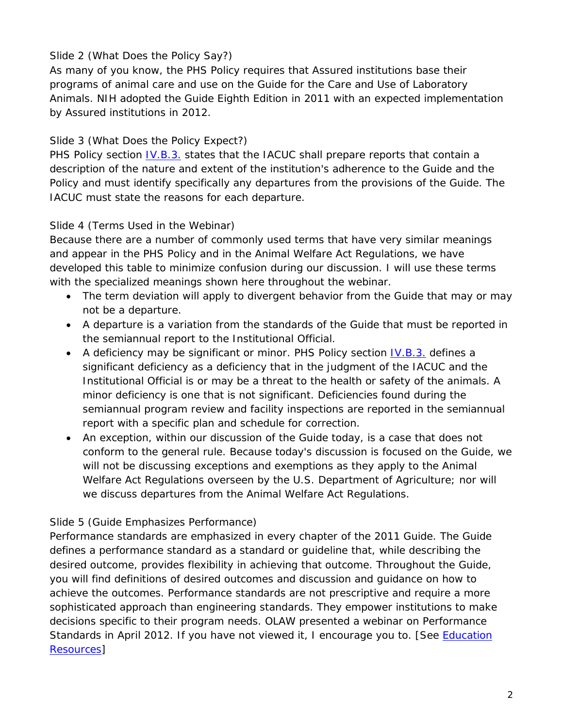Slide 2 (What Does the Policy Say?)

As many of you know, the PHS Policy requires that Assured institutions base their programs of animal care and use on the Guide for the Care and Use of Laboratory Animals. NIH adopted the Guide Eighth Edition in 2011 with an expected implementation by Assured institutions in 2012.

Slide 3 (What Does the Policy Expect?)

PHS Policy section [IV.B.3.](IV.B.3.) states that the IACUC shall prepare reports that contain a description of the nature and extent of the institution's adherence to the Guide and the Policy and must identify specifically any departures from the provisions of the Guide. The IACUC must state the reasons for each departure.

Slide 4 (Terms Used in the Webinar)

Because there are a number of commonly used terms that have very similar meanings and appear in the PHS Policy and in the Animal Welfare Act Regulations, we have developed this table to minimize confusion during our discussion. I will use these terms with the specialized meanings shown here throughout the webinar.

- The term deviation will apply to divergent behavior from the Guide that may or may not be a departure.
- A departure is a variation from the standards of the Guide that must be reported in the semiannual report to the Institutional Official.
- A deficiency may be significant or minor. PHS Policy section IV.B.3. defines a significant deficiency as a deficiency that in the judgment of the IACUC and the Institutional Official is or may be a threat to the health or safety of the animals. A minor deficiency is one that is not significant. Deficiencies found during the semiannual program review and facility inspections are reported in the semiannual report with a specific plan and schedule for correction.
- An exception, within our discussion of the Guide today, is a case that does not conform to the general rule. Because today's discussion is focused on the Guide, we will not be discussing exceptions and exemptions as they apply to the Animal Welfare Act Regulations overseen by the U.S. Department of Agriculture; nor will we discuss departures from the Animal Welfare Act Regulations.

Slide 5 (Guide Emphasizes Performance)

Performance standards are emphasized in every chapter of the 2011 Guide. The Guide defines a performance standard as a standard or guideline that, while describing the desired outcome, provides flexibility in achieving that outcome. Throughout the Guide, you will find definitions of desired outcomes and discussion and guidance on how to achieve the outcomes. Performance standards are not prescriptive and require a more sophisticated approach than engineering standards. They empower institutions to make decisions specific to their program needs. OLAW presented a webinar on Performance Standards in April 2012. If you have not viewed it, I encourage you to. [See Education Resources]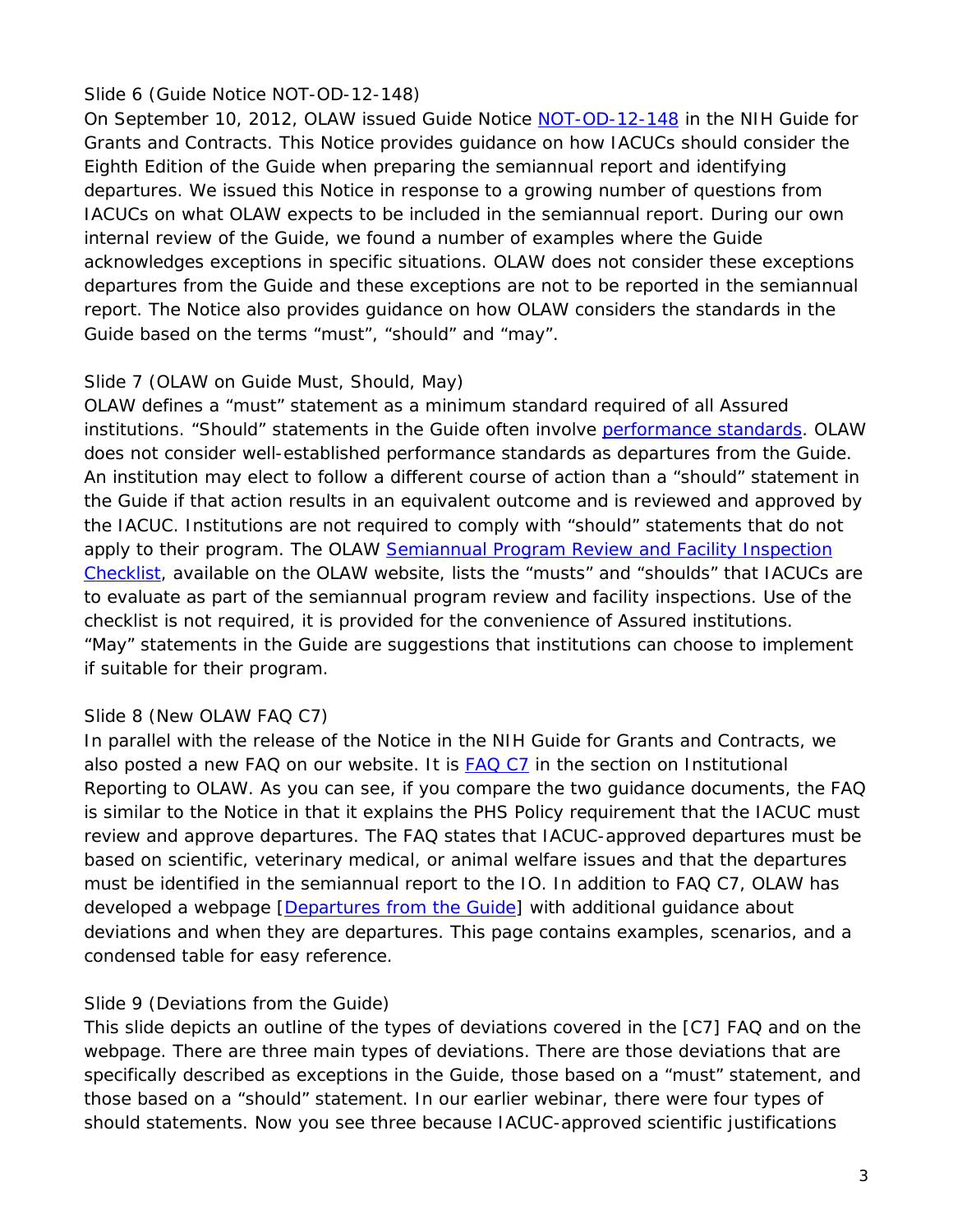Slide 6 (Guide Notice NOT-OD-12-148)

On September 10, 2012, OLAW issued Guide Notice [NOT-OD-12-148](NOT-OD-12-148) in the NIH Guide for Grants and Contracts. This Notice provides guidance on how IACUCs should consider the Eighth Edition of the Guide when preparing the semiannual report and identifying departures. We issued this Notice in response to a growing number of questions from IACUCs on what OLAW expects to be included in the semiannual report. During our own internal review of the Guide, we found a number of examples where the Guide acknowledges exceptions in specific situations. OLAW does not consider these exceptions departures from the Guide and these exceptions are not to be reported in the semiannual report. The Notice also provides guidance on how OLAW considers the standards in the Guide based on the terms "must", "should" and "may".

Slide 7 (OLAW on Guide Must, Should, May)

OLAW defines a "must" statement as a minimum standard required of all Assured institutions. "Should" statements in the Guide often involve performance standards. OLAW does not consider well-established performance standards as departures from the Guide. An institution may elect to follow a different course of action than a "should" statement in the Guide if that action results in an equivalent outcome and is reviewed and approved by the IACUC. Institutions are not required to comply with "should" statements that do not apply to their program. The OLAW Semiannual Program Review and Facility Inspection Checklist, available on the OLAW website, lists the "musts" and "shoulds" that IACUCs are to evaluate as part of the semiannual program review and facility inspections. Use of the checklist is not required, it is provided for the convenience of Assured institutions. "May" statements in the Guide are suggestions that institutions can choose to implement if suitable for their program.

Slide 8 (New OLAW FAQ C7)

In parallel with the release of the Notice in the NIH Guide for Grants and Contracts, we also posted a new FAQ on our website. It is FAQ C7 in the section on Institutional Reporting to OLAW. As you can see, if you compare the two guidance documents, the FAQ is similar to the Notice in that it explains the PHS Policy requirement that the IACUC must review and approve departures. The FAQ states that IACUC-approved departures must be based on scientific, veterinary medical, or animal welfare issues and that the departures must be identified in the semiannual report to the IO. In addition to FAQ C7, OLAW has developed a webpage [Departures from the Guide] with additional guidance about deviations and when they are departures. This page contains examples, scenarios, and a condensed table for easy reference.

Slide 9 (Deviations from the Guide)

This slide depicts an outline of the types of deviations covered in the [C7] FAQ and on the webpage. There are three main types of deviations. There are those deviations that are specifically described as exceptions in the Guide, those based on a "must" statement, and those based on a "should" statement. In our earlier webinar, there were four types of should statements. Now you see three because IACUC-approved scientific justifications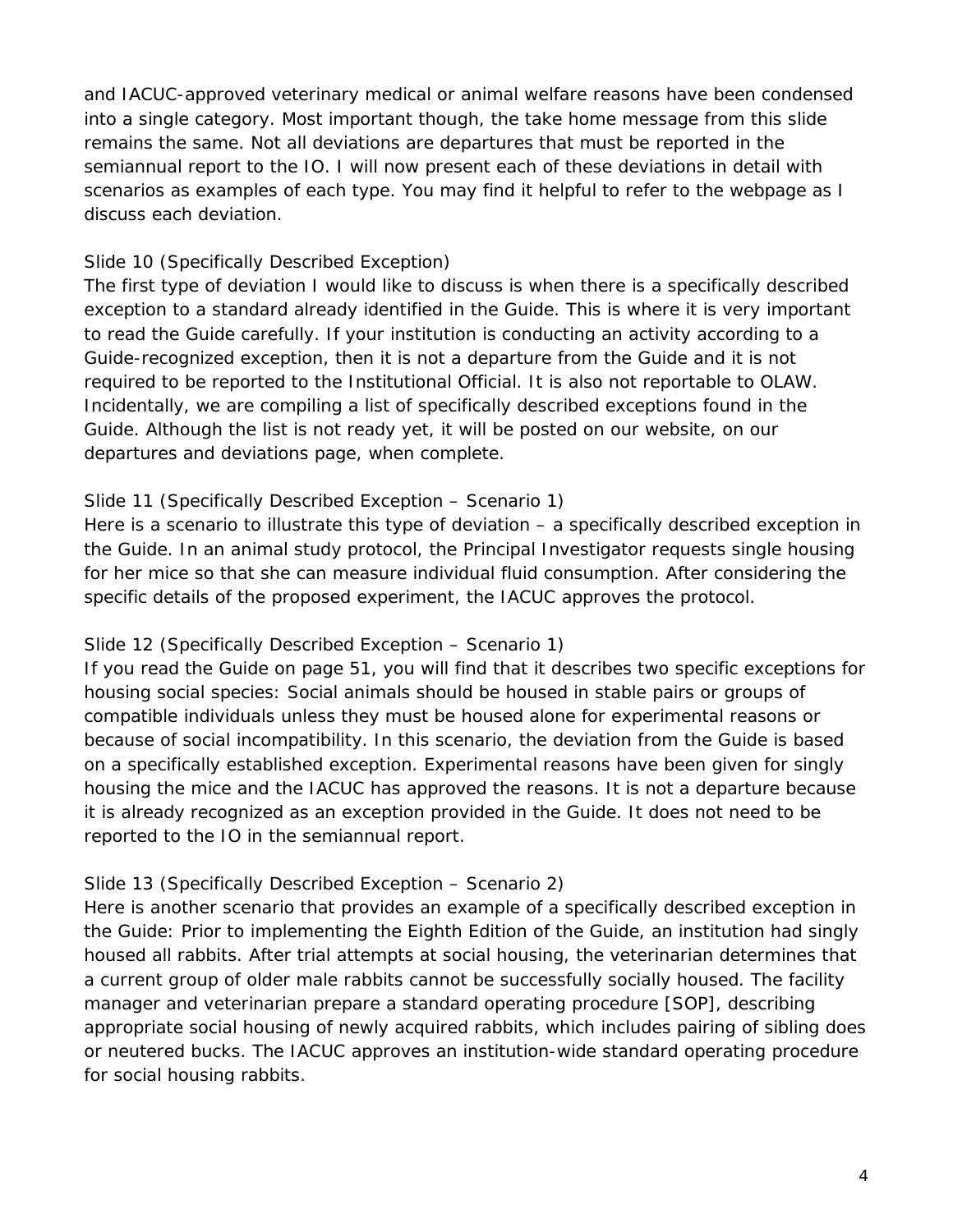and IACUC-approved veterinary medical or animal welfare reasons have been condensed into a single category. Most important though, the take home message from this slide remains the same. Not all deviations are departures that must be reported in the semiannual report to the IO. I will now present each of these deviations in detail with scenarios as examples of each type. You may find it helpful to refer to the webpage as I discuss each deviation.

Slide 10 (Specifically Described Exception)

The first type of deviation I would like to discuss is when there is a specifically described exception to a standard already identified in the Guide. This is where it is very important to read the Guide carefully. If your institution is conducting an activity according to a Guide-recognized exception, then it is not a departure from the Guide and it is not required to be reported to the Institutional Official. It is also not reportable to OLAW. Incidentally, we are compiling a list of specifically described exceptions found in the Guide. Although the list is not ready yet, it will be posted on our website, on our departures and deviations page, when complete.

Slide 11 (Specifically Described Exception – Scenario 1)

Here is a scenario to illustrate this type of deviation – a specifically described exception in the Guide. In an animal study protocol, the Principal Investigator requests single housing for her mice so that she can measure individual fluid consumption. After considering the specific details of the proposed experiment, the IACUC approves the protocol.

Slide 12 (Specifically Described Exception – Scenario 1)

If you read the Guide on page 51, you will find that it describes two specific exceptions for housing social species: Social animals should be housed in stable pairs or groups of compatible individuals unless they must be housed alone for experimental reasons or because of social incompatibility. In this scenario, the deviation from the Guide is based on a specifically established exception. Experimental reasons have been given for singly housing the mice and the IACUC has approved the reasons. It is not a departure because it is already recognized as an exception provided in the Guide. It does not need to be reported to the IO in the semiannual report.

Slide 13 (Specifically Described Exception – Scenario 2)

Here is another scenario that provides an example of a specifically described exception in the Guide: Prior to implementing the Eighth Edition of the Guide, an institution had singly housed all rabbits. After trial attempts at social housing, the veterinarian determines that a current group of older male rabbits cannot be successfully socially housed. The facility manager and veterinarian prepare a standard operating procedure [SOP], describing appropriate social housing of newly acquired rabbits, which includes pairing of sibling does or neutered bucks. The IACUC approves an institution-wide standard operating procedure for social housing rabbits.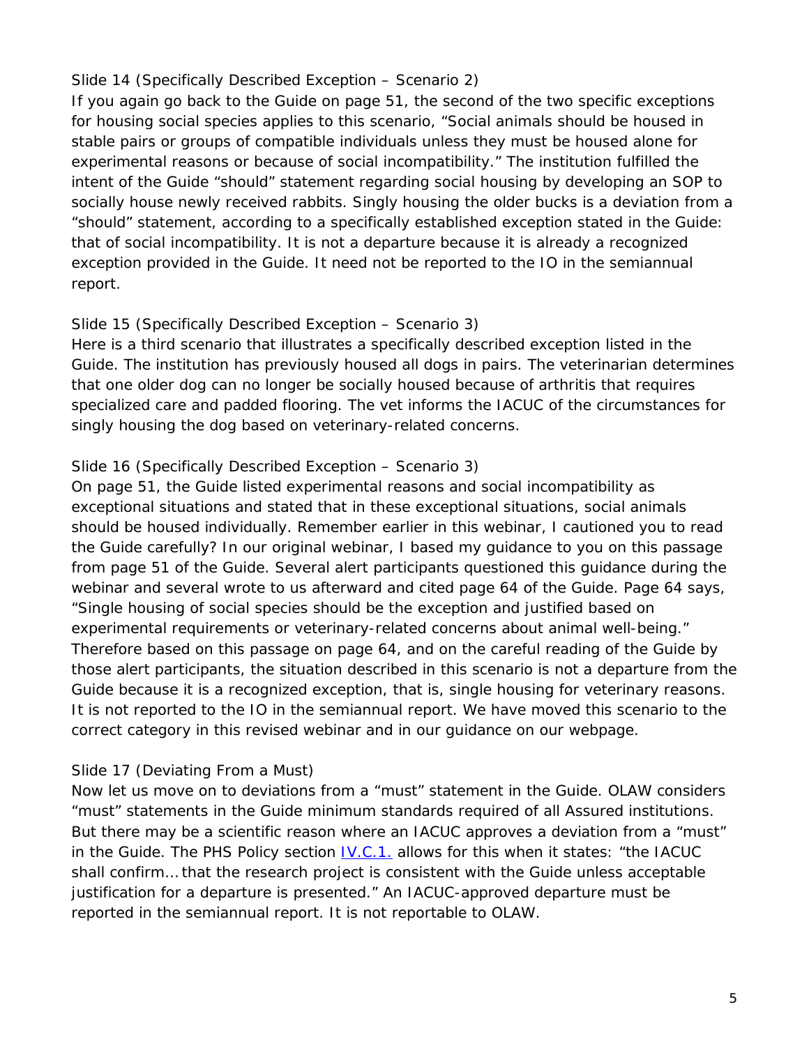Slide 14 (Specifically Described Exception – Scenario 2)

If you again go back to the Guide on page 51, the second of the two specific exceptions for housing social species applies to this scenario, "Social animals should be housed in stable pairs or groups of compatible individuals unless they must be housed alone for experimental reasons or because of social incompatibility." The institution fulfilled the intent of the Guide "should" statement regarding social housing by developing an SOP to socially house newly received rabbits. Singly housing the older bucks is a deviation from a "should" statement, according to a specifically established exception stated in the Guide: that of social incompatibility. It is not a departure because it is already a recognized exception provided in the Guide. It need not be reported to the IO in the semiannual report.

Slide 15 (Specifically Described Exception – Scenario 3)

Here is a third scenario that illustrates a specifically described exception listed in the Guide. The institution has previously housed all dogs in pairs. The veterinarian determines that one older dog can no longer be socially housed because of arthritis that requires specialized care and padded flooring. The vet informs the IACUC of the circumstances for singly housing the dog based on veterinary-related concerns.

Slide 16 (Specifically Described Exception – Scenario 3)

On page 51, the Guide listed experimental reasons and social incompatibility as exceptional situations and stated that in these exceptional situations, social animals should be housed individually. Remember earlier in this webinar, I cautioned you to read the Guide carefully? In our original webinar, I based my guidance to you on this passage from page 51 of the Guide. Several alert participants questioned this guidance during the webinar and several wrote to us afterward and cited page 64 of the Guide. Page 64 says, "Single housing of social species should be the exception and justified based on experimental requirements or veterinary-related concerns about animal well-being." Therefore based on this passage on page 64, and on the careful reading of the Guide by those alert participants, the situation described in this scenario is not a departure from the Guide because it is a recognized exception, that is, single housing for veterinary reasons. It is not reported to the IO in the semiannual report. We have moved this scenario to the correct category in this revised webinar and in our guidance on our webpage.

Slide 17 (Deviating From a Must)

Now let us move on to deviations from a "must" statement in the Guide. OLAW considers "must" statements in the Guide minimum standards required of all Assured institutions. But there may be a scientific reason where an IACUC approves a deviation from a "must" in the Guide. The PHS Policy section IV.C.1. allows for this when it states: "the IACUC shall confirm… that the research project is consistent with the Guide unless acceptable justification for a departure is presented." An IACUC-approved departure must be reported in the semiannual report. It is not reportable to OLAW.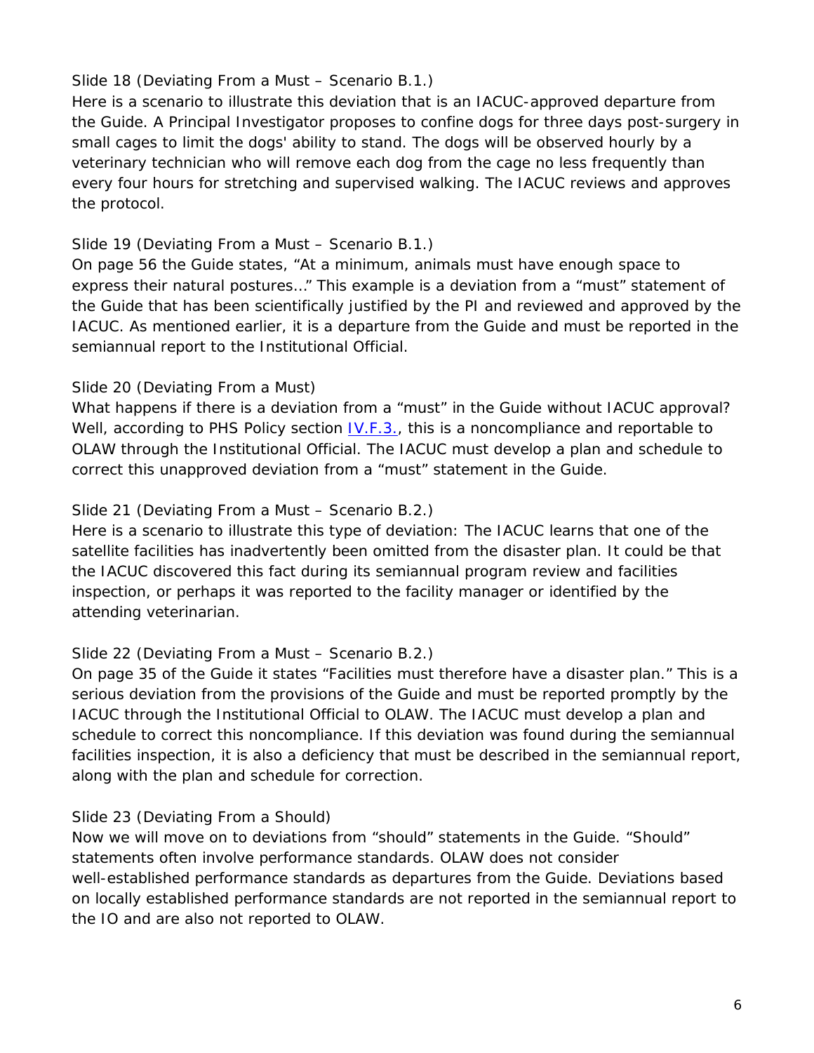Slide 18 (Deviating From a Must – Scenario B.1.)

Here is a scenario to illustrate this deviation that is an IACUC-approved departure from the Guide. A Principal Investigator proposes to confine dogs for three days post-surgery in small cages to limit the dogs' ability to stand. The dogs will be observed hourly by a veterinary technician who will remove each dog from the cage no less frequently than every four hours for stretching and supervised walking. The IACUC reviews and approves the protocol.

Slide 19 (Deviating From a Must – Scenario B.1.)

On page 56 the Guide states, "At a minimum, animals must have enough space to express their natural postures…" This example is a deviation from a "must" statement of the Guide that has been scientifically justified by the PI and reviewed and approved by the IACUC. As mentioned earlier, it is a departure from the Guide and must be reported in the semiannual report to the Institutional Official.

Slide 20 (Deviating From a Must)

What happens if there is a deviation from a "must" in the Guide without IACUC approval? Well, according to PHS Policy section IV.F.3., this is a noncompliance and reportable to OLAW through the Institutional Official. The IACUC must develop a plan and schedule to correct this unapproved deviation from a "must" statement in the Guide.

Slide 21 (Deviating From a Must – Scenario B.2.)

Here is a scenario to illustrate this type of deviation: The IACUC learns that one of the satellite facilities has inadvertently been omitted from the disaster plan. It could be that the IACUC discovered this fact during its semiannual program review and facilities inspection, or perhaps it was reported to the facility manager or identified by the attending veterinarian.

Slide 22 (Deviating From a Must – Scenario B.2.)

On page 35 of the Guide it states "Facilities must therefore have a disaster plan." This is a serious deviation from the provisions of the Guide and must be reported promptly by the IACUC through the Institutional Official to OLAW. The IACUC must develop a plan and schedule to correct this noncompliance. If this deviation was found during the semiannual facilities inspection, it is also a deficiency that must be described in the semiannual report, along with the plan and schedule for correction.

Slide 23 (Deviating From a Should)

Now we will move on to deviations from "should" statements in the Guide. "Should" statements often involve performance standards. OLAW does not consider well-established performance standards as departures from the Guide. Deviations based on locally established performance standards are not reported in the semiannual report to the IO and are also not reported to OLAW.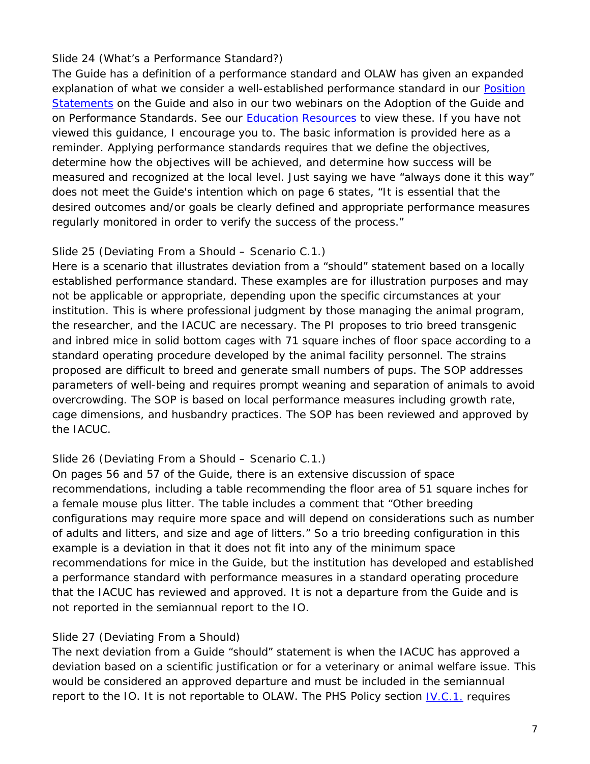Slide 24 (What's a Performance Standard?)

The Guide has a definition of a performance standard and OLAW has given an expanded explanation of what we consider a well-established performance standard in our Position Statements on the Guide and also in our two webinars on the Adoption of the Guide and on Performance Standards. See our Education Resources to view these. If you have not viewed this guidance, I encourage you to. The basic information is provided here as a reminder. Applying performance standards requires that we define the objectives, determine how the objectives will be achieved, and determine how success will be measured and recognized at the local level. Just saying we have "always done it this way" does not meet the Guide's intention which on page 6 states, "It is essential that the desired outcomes and/or goals be clearly defined and appropriate performance measures regularly monitored in order to verify the success of the process."

Slide 25 (Deviating From a Should – Scenario C.1.)

Here is a scenario that illustrates deviation from a "should" statement based on a locally established performance standard. These examples are for illustration purposes and may not be applicable or appropriate, depending upon the specific circumstances at your institution. This is where professional judgment by those managing the animal program, the researcher, and the IACUC are necessary. The PI proposes to trio breed transgenic and inbred mice in solid bottom cages with 71 square inches of floor space according to a standard operating procedure developed by the animal facility personnel. The strains proposed are difficult to breed and generate small numbers of pups. The SOP addresses parameters of well-being and requires prompt weaning and separation of animals to avoid overcrowding. The SOP is based on local performance measures including growth rate, cage dimensions, and husbandry practices. The SOP has been reviewed and approved by the IACUC.

Slide 26 (Deviating From a Should – Scenario C.1.)

On pages 56 and 57 of the Guide, there is an extensive discussion of space recommendations, including a table recommending the floor area of 51 square inches for a female mouse plus litter. The table includes a comment that "Other breeding configurations may require more space and will depend on considerations such as number of adults and litters, and size and age of litters." So a trio breeding configuration in this example is a deviation in that it does not fit into any of the minimum space recommendations for mice in the Guide, but the institution has developed and established a performance standard with performance measures in a standard operating procedure that the IACUC has reviewed and approved. It is not a departure from the Guide and is not reported in the semiannual report to the IO.

Slide 27 (Deviating From a Should)

The next deviation from a Guide "should" statement is when the IACUC has approved a deviation based on a scientific justification or for a veterinary or animal welfare issue. This would be considered an approved departure and must be included in the semiannual report to the IO. It is not reportable to OLAW. The PHS Policy section IV.C.1. requires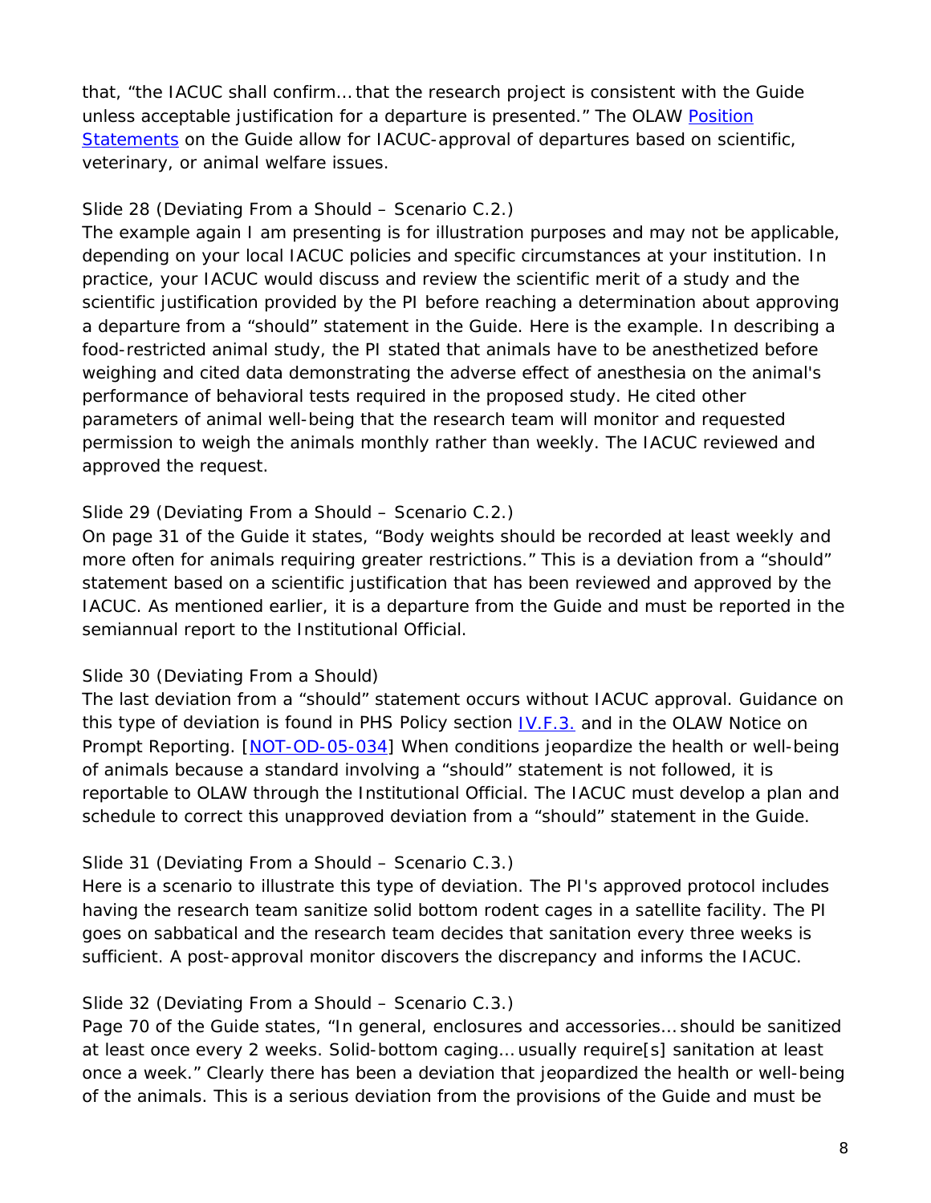that, "the IACUC shall confirm… that the research project is consistent with the Guide unless acceptable justification for a departure is presented." The OLAW [Position Statements](#) on the Guide allow for IACUC-approval of departures based on scientific, veterinary, or animal welfare issues.

Slide 28 (Deviating From a Should – Scenario C.2.)

The example again I am presenting is for illustration purposes and may not be applicable, depending on your local IACUC policies and specific circumstances at your institution. In practice, your IACUC would discuss and review the scientific merit of a study and the scientific justification provided by the PI before reaching a determination about approving a departure from a "should" statement in the Guide. Here is the example. In describing a food-restricted animal study, the PI stated that animals have to be anesthetized before weighing and cited data demonstrating the adverse effect of anesthesia on the animal's performance of behavioral tests required in the proposed study. He cited other parameters of animal well-being that the research team will monitor and requested permission to weigh the animals monthly rather than weekly. The IACUC reviewed and approved the request.

Slide 29 (Deviating From a Should – Scenario C.2.)

On page 31 of the Guide it states, "Body weights should be recorded at least weekly and more often for animals requiring greater restrictions." This is a deviation from a "should" statement based on a scientific justification that has been reviewed and approved by the IACUC. As mentioned earlier, it is a departure from the Guide and must be reported in the semiannual report to the Institutional Official.

Slide 30 (Deviating From a Should)

The last deviation from a "should" statement occurs without IACUC approval. Guidance on this type of deviation is found in PHS Policy section [IV.F.3.](#) and in the OLAW Notice on Prompt Reporting. [[NOT-OD-05-034](#)] When conditions jeopardize the health or well-being of animals because a standard involving a "should" statement is not followed, it is reportable to OLAW through the Institutional Official. The IACUC must develop a plan and schedule to correct this unapproved deviation from a "should" statement in the Guide.

Slide 31 (Deviating From a Should – Scenario C.3.)

Here is a scenario to illustrate this type of deviation. The PI's approved protocol includes having the research team sanitize solid bottom rodent cages in a satellite facility. The PI goes on sabbatical and the research team decides that sanitation every three weeks is sufficient. A post-approval monitor discovers the discrepancy and informs the IACUC.

Slide 32 (Deviating From a Should – Scenario C.3.)

Page 70 of the Guide states, "In general, enclosures and accessories… should be sanitized at least once every 2 weeks. Solid-bottom caging… usually require[s] sanitation at least once a week." Clearly there has been a deviation that jeopardized the health or well-being of the animals. This is a serious deviation from the provisions of the Guide and must be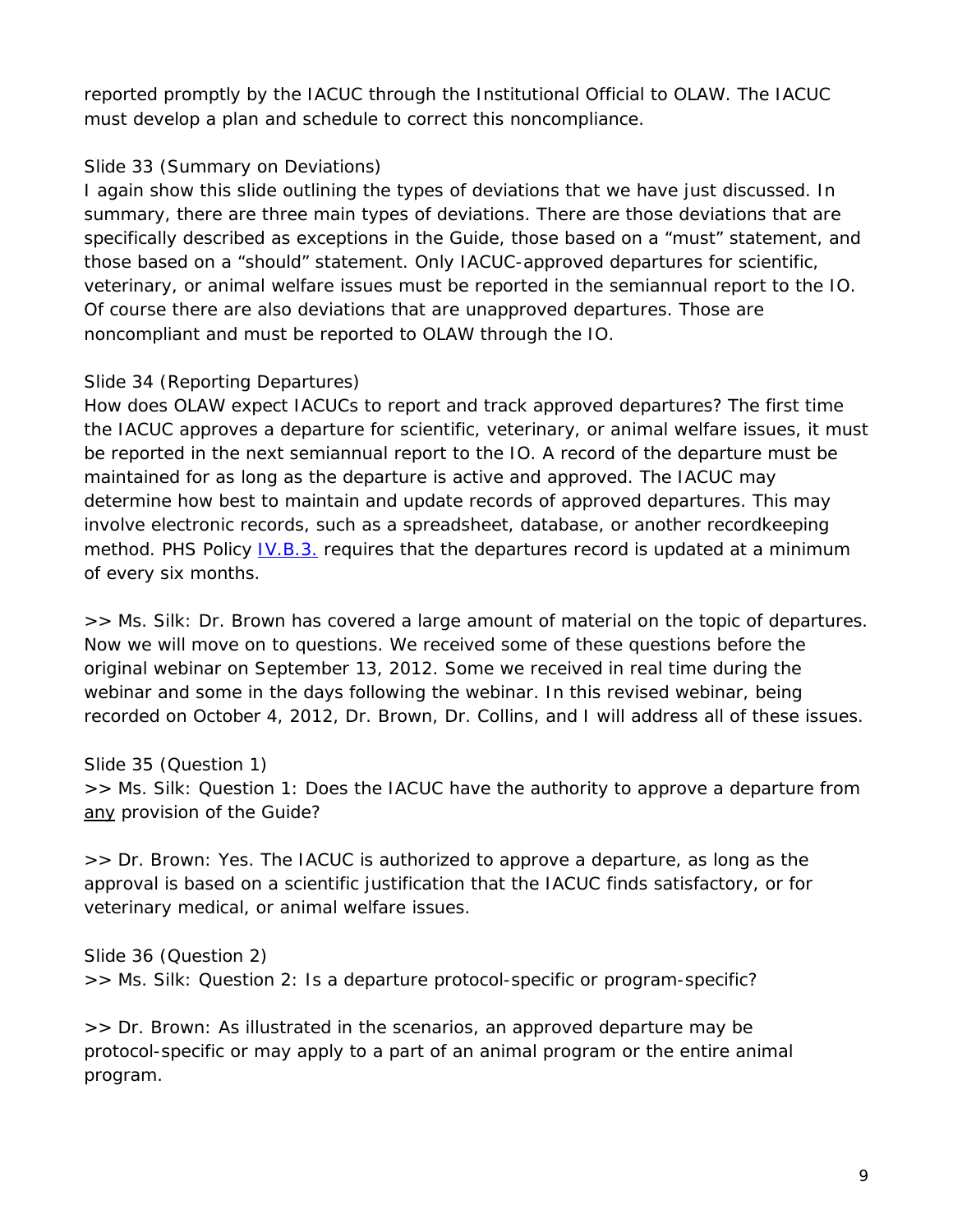reported promptly by the IACUC through the Institutional Official to OLAW. The IACUC must develop a plan and schedule to correct this noncompliance.

Slide 33 (Summary on Deviations)
I again show this slide outlining the types of deviations that we have just discussed. In summary, there are three main types of deviations. There are those deviations that are specifically described as exceptions in the Guide, those based on a "must" statement, and those based on a "should" statement. Only IACUC-approved departures for scientific, veterinary, or animal welfare issues must be reported in the semiannual report to the IO. Of course there are also deviations that are unapproved departures. Those are noncompliant and must be reported to OLAW through the IO.

Slide 34 (Reporting Departures)
How does OLAW expect IACUCs to report and track approved departures? The first time the IACUC approves a departure for scientific, veterinary, or animal welfare issues, it must be reported in the next semiannual report to the IO. A record of the departure must be maintained for as long as the departure is active and approved. The IACUC may determine how best to maintain and update records of approved departures. This may involve electronic records, such as a spreadsheet, database, or another recordkeeping method. PHS Policy IV.B.3. requires that the departures record is updated at a minimum of every six months.

>> Ms. Silk: Dr. Brown has covered a large amount of material on the topic of departures. Now we will move on to questions. We received some of these questions before the original webinar on September 13, 2012. Some we received in real time during the webinar and some in the days following the webinar. In this revised webinar, being recorded on October 4, 2012, Dr. Brown, Dr. Collins, and I will address all of these issues.

Slide 35 (Question 1)
>> Ms. Silk: Question 1: Does the IACUC have the authority to approve a departure from <u>any</u> provision of the Guide?

>> Dr. Brown: Yes. The IACUC is authorized to approve a departure, as long as the approval is based on a scientific justification that the IACUC finds satisfactory, or for veterinary medical, or animal welfare issues.

Slide 36 (Question 2)
>> Ms. Silk: Question 2: Is a departure protocol-specific or program-specific?

>> Dr. Brown: As illustrated in the scenarios, an approved departure may be protocol-specific or may apply to a part of an animal program or the entire animal program.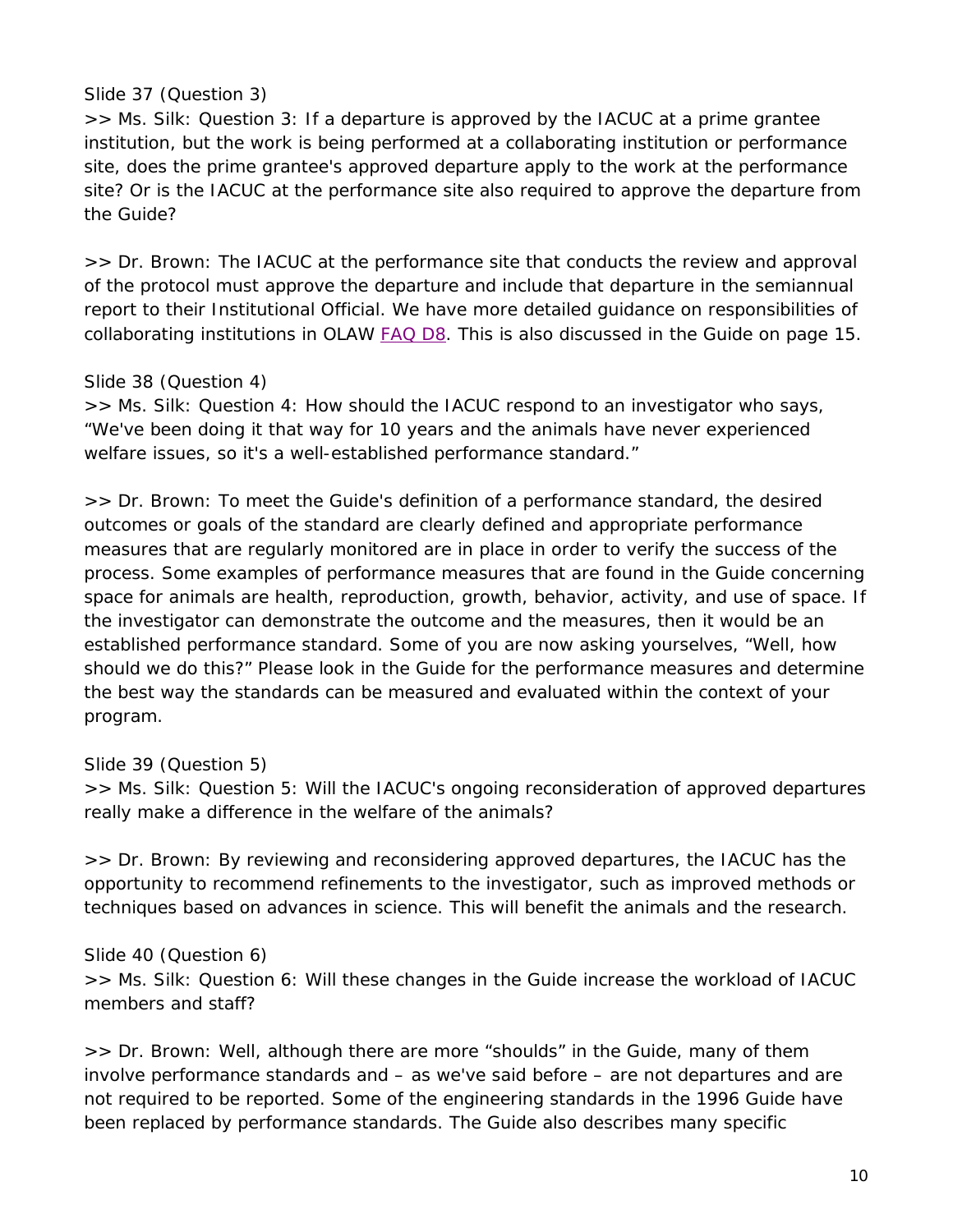Slide 37 (Question 3)

>> Ms. Silk: Question 3: If a departure is approved by the IACUC at a prime grantee institution, but the work is being performed at a collaborating institution or performance site, does the prime grantee's approved departure apply to the work at the performance site? Or is the IACUC at the performance site also required to approve the departure from the Guide?

>> Dr. Brown: The IACUC at the performance site that conducts the review and approval of the protocol must approve the departure and include that departure in the semiannual report to their Institutional Official. We have more detailed guidance on responsibilities of collaborating institutions in OLAW FAQ D8. This is also discussed in the Guide on page 15.

Slide 38 (Question 4)

>> Ms. Silk: Question 4: How should the IACUC respond to an investigator who says, "We've been doing it that way for 10 years and the animals have never experienced welfare issues, so it's a well-established performance standard."

>> Dr. Brown: To meet the Guide's definition of a performance standard, the desired outcomes or goals of the standard are clearly defined and appropriate performance measures that are regularly monitored are in place in order to verify the success of the process. Some examples of performance measures that are found in the Guide concerning space for animals are health, reproduction, growth, behavior, activity, and use of space. If the investigator can demonstrate the outcome and the measures, then it would be an established performance standard. Some of you are now asking yourselves, "Well, how should we do this?" Please look in the Guide for the performance measures and determine the best way the standards can be measured and evaluated within the context of your program.

Slide 39 (Question 5)

>> Ms. Silk: Question 5: Will the IACUC's ongoing reconsideration of approved departures really make a difference in the welfare of the animals?

>> Dr. Brown: By reviewing and reconsidering approved departures, the IACUC has the opportunity to recommend refinements to the investigator, such as improved methods or techniques based on advances in science. This will benefit the animals and the research.

Slide 40 (Question 6)

>> Ms. Silk: Question 6: Will these changes in the Guide increase the workload of IACUC members and staff?

>> Dr. Brown: Well, although there are more "shoulds" in the Guide, many of them involve performance standards and – as we've said before – are not departures and are not required to be reported. Some of the engineering standards in the 1996 Guide have been replaced by performance standards. The Guide also describes many specific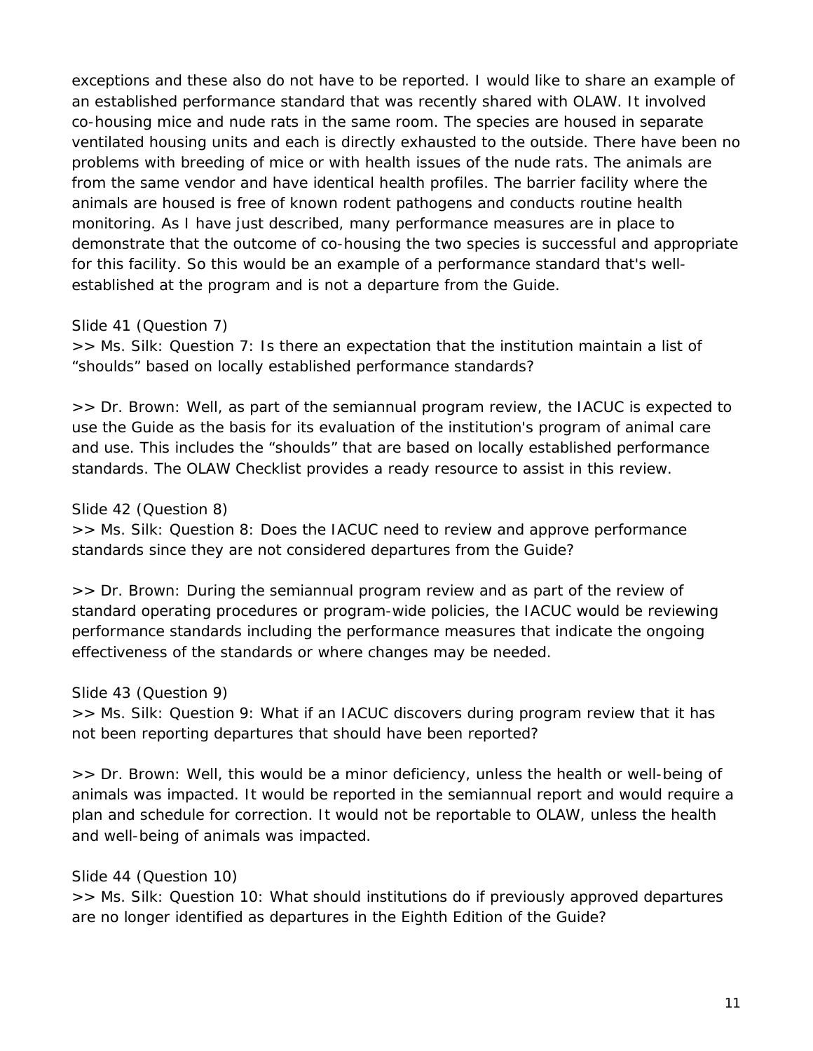exceptions and these also do not have to be reported. I would like to share an example of an established performance standard that was recently shared with OLAW. It involved co-housing mice and nude rats in the same room. The species are housed in separate ventilated housing units and each is directly exhausted to the outside. There have been no problems with breeding of mice or with health issues of the nude rats. The animals are from the same vendor and have identical health profiles. The barrier facility where the animals are housed is free of known rodent pathogens and conducts routine health monitoring. As I have just described, many performance measures are in place to demonstrate that the outcome of co-housing the two species is successful and appropriate for this facility. So this would be an example of a performance standard that's well-established at the program and is not a departure from the Guide.

Slide 41 (Question 7)

>> Ms. Silk: Question 7: Is there an expectation that the institution maintain a list of "shoulds" based on locally established performance standards?

>> Dr. Brown: Well, as part of the semiannual program review, the IACUC is expected to use the Guide as the basis for its evaluation of the institution's program of animal care and use. This includes the "shoulds" that are based on locally established performance standards. The OLAW Checklist provides a ready resource to assist in this review.

Slide 42 (Question 8)

>> Ms. Silk: Question 8: Does the IACUC need to review and approve performance standards since they are not considered departures from the Guide?

>> Dr. Brown: During the semiannual program review and as part of the review of standard operating procedures or program-wide policies, the IACUC would be reviewing performance standards including the performance measures that indicate the ongoing effectiveness of the standards or where changes may be needed.

Slide 43 (Question 9)

>> Ms. Silk: Question 9: What if an IACUC discovers during program review that it has not been reporting departures that should have been reported?

>> Dr. Brown: Well, this would be a minor deficiency, unless the health or well-being of animals was impacted. It would be reported in the semiannual report and would require a plan and schedule for correction. It would not be reportable to OLAW, unless the health and well-being of animals was impacted.

Slide 44 (Question 10)

>> Ms. Silk: Question 10: What should institutions do if previously approved departures are no longer identified as departures in the Eighth Edition of the Guide?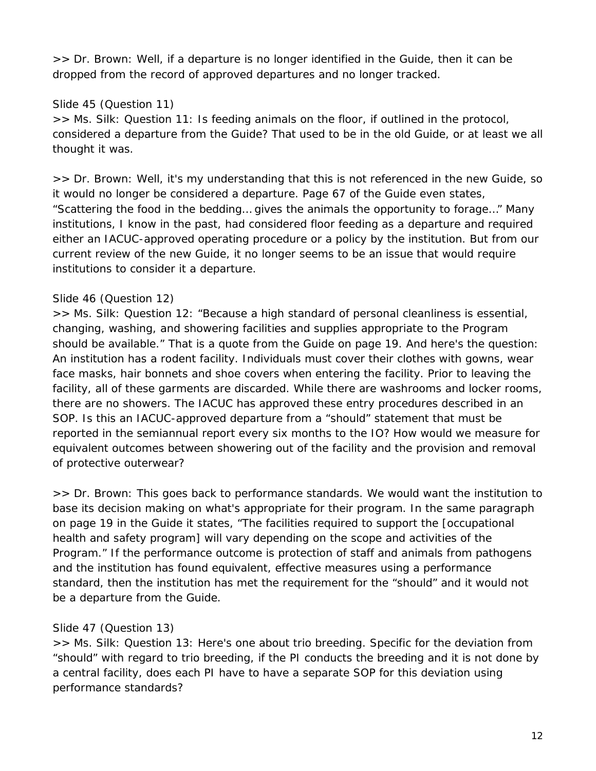>> Dr. Brown: Well, if a departure is no longer identified in the Guide, then it can be dropped from the record of approved departures and no longer tracked.

Slide 45 (Question 11)

>> Ms. Silk: Question 11: Is feeding animals on the floor, if outlined in the protocol, considered a departure from the Guide? That used to be in the old Guide, or at least we all thought it was.

>> Dr. Brown: Well, it's my understanding that this is not referenced in the new Guide, so it would no longer be considered a departure. Page 67 of the Guide even states, "Scattering the food in the bedding… gives the animals the opportunity to forage…" Many institutions, I know in the past, had considered floor feeding as a departure and required either an IACUC-approved operating procedure or a policy by the institution. But from our current review of the new Guide, it no longer seems to be an issue that would require institutions to consider it a departure.

Slide 46 (Question 12)

>> Ms. Silk: Question 12: "Because a high standard of personal cleanliness is essential, changing, washing, and showering facilities and supplies appropriate to the Program should be available." That is a quote from the Guide on page 19. And here's the question: An institution has a rodent facility. Individuals must cover their clothes with gowns, wear face masks, hair bonnets and shoe covers when entering the facility. Prior to leaving the facility, all of these garments are discarded. While there are washrooms and locker rooms, there are no showers. The IACUC has approved these entry procedures described in an SOP. Is this an IACUC-approved departure from a "should" statement that must be reported in the semiannual report every six months to the IO? How would we measure for equivalent outcomes between showering out of the facility and the provision and removal of protective outerwear?

>> Dr. Brown: This goes back to performance standards. We would want the institution to base its decision making on what's appropriate for their program. In the same paragraph on page 19 in the Guide it states, "The facilities required to support the [occupational health and safety program] will vary depending on the scope and activities of the Program." If the performance outcome is protection of staff and animals from pathogens and the institution has found equivalent, effective measures using a performance standard, then the institution has met the requirement for the "should" and it would not be a departure from the Guide.

Slide 47 (Question 13)

>> Ms. Silk: Question 13: Here's one about trio breeding. Specific for the deviation from "should" with regard to trio breeding, if the PI conducts the breeding and it is not done by a central facility, does each PI have to have a separate SOP for this deviation using performance standards?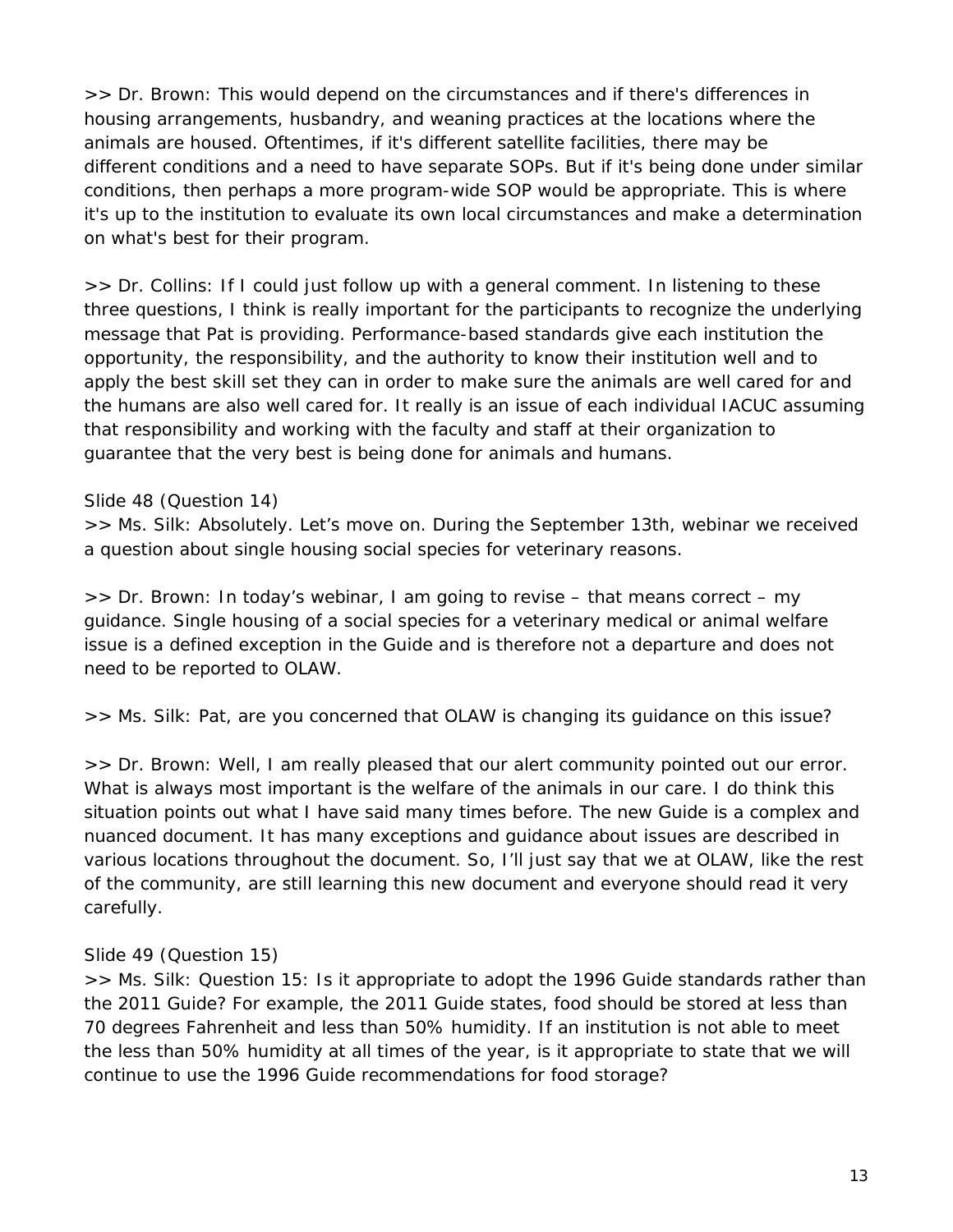>> Dr. Brown: This would depend on the circumstances and if there's differences in housing arrangements, husbandry, and weaning practices at the locations where the animals are housed. Oftentimes, if it's different satellite facilities, there may be different conditions and a need to have separate SOPs. But if it's being done under similar conditions, then perhaps a more program-wide SOP would be appropriate. This is where it's up to the institution to evaluate its own local circumstances and make a determination on what's best for their program.

>> Dr. Collins: If I could just follow up with a general comment. In listening to these three questions, I think is really important for the participants to recognize the underlying message that Pat is providing. Performance-based standards give each institution the opportunity, the responsibility, and the authority to know their institution well and to apply the best skill set they can in order to make sure the animals are well cared for and the humans are also well cared for. It really is an issue of each individual IACUC assuming that responsibility and working with the faculty and staff at their organization to guarantee that the very best is being done for animals and humans.

Slide 48 (Question 14)

>> Ms. Silk: Absolutely. Let's move on. During the September 13th, webinar we received a question about single housing social species for veterinary reasons.

>> Dr. Brown: In today's webinar, I am going to revise – that means correct – my guidance. Single housing of a social species for a veterinary medical or animal welfare issue is a defined exception in the Guide and is therefore not a departure and does not need to be reported to OLAW.

>> Ms. Silk: Pat, are you concerned that OLAW is changing its guidance on this issue?

>> Dr. Brown: Well, I am really pleased that our alert community pointed out our error. What is always most important is the welfare of the animals in our care. I do think this situation points out what I have said many times before. The new Guide is a complex and nuanced document. It has many exceptions and guidance about issues are described in various locations throughout the document. So, I'll just say that we at OLAW, like the rest of the community, are still learning this new document and everyone should read it very carefully.

Slide 49 (Question 15)

>> Ms. Silk: Question 15: Is it appropriate to adopt the 1996 Guide standards rather than the 2011 Guide? For example, the 2011 Guide states, food should be stored at less than 70 degrees Fahrenheit and less than 50% humidity. If an institution is not able to meet the less than 50% humidity at all times of the year, is it appropriate to state that we will continue to use the 1996 Guide recommendations for food storage?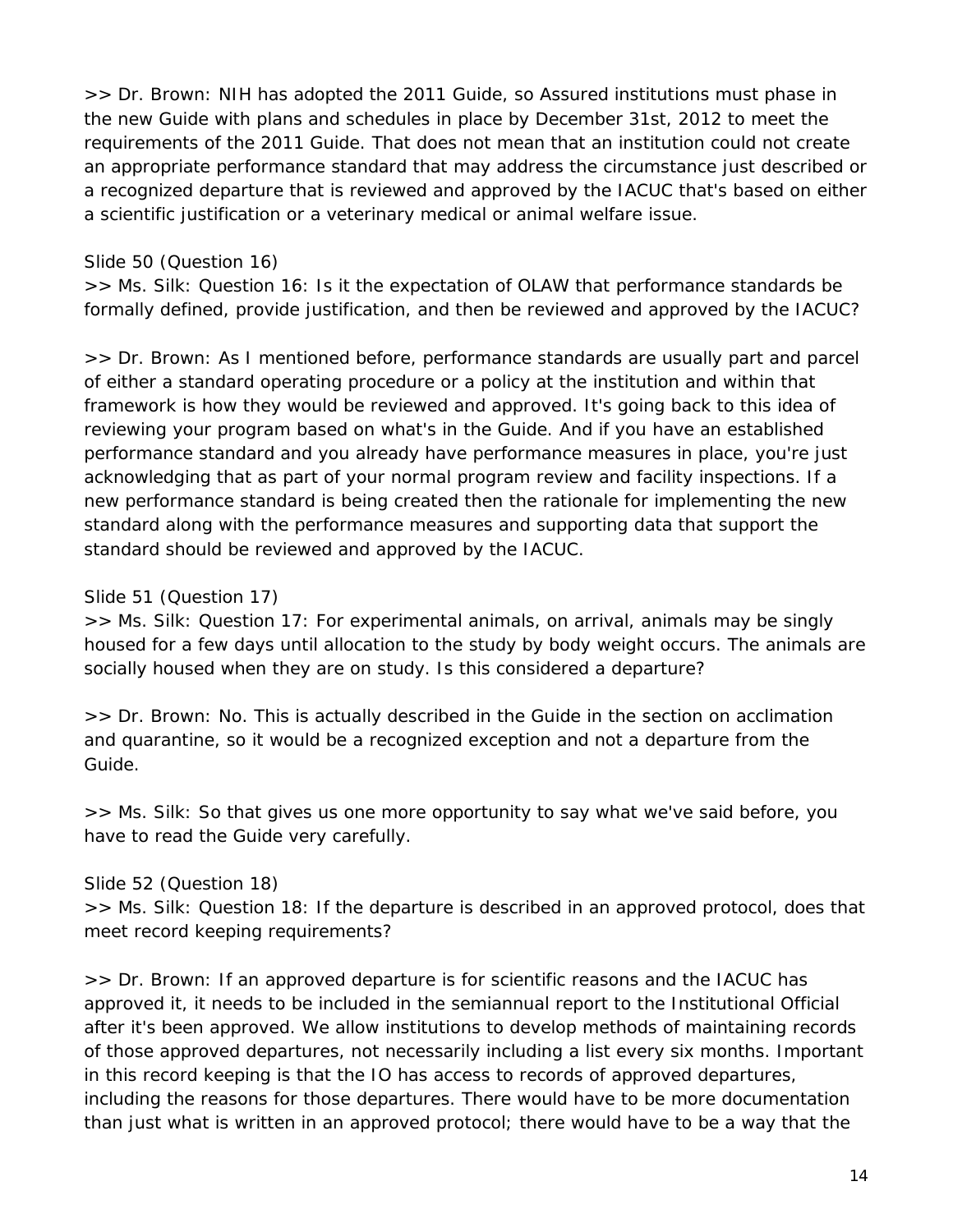>> Dr. Brown: NIH has adopted the 2011 Guide, so Assured institutions must phase in the new Guide with plans and schedules in place by December 31st, 2012 to meet the requirements of the 2011 Guide. That does not mean that an institution could not create an appropriate performance standard that may address the circumstance just described or a recognized departure that is reviewed and approved by the IACUC that's based on either a scientific justification or a veterinary medical or animal welfare issue.

Slide 50 (Question 16)

>> Ms. Silk: Question 16: Is it the expectation of OLAW that performance standards be formally defined, provide justification, and then be reviewed and approved by the IACUC?

>> Dr. Brown: As I mentioned before, performance standards are usually part and parcel of either a standard operating procedure or a policy at the institution and within that framework is how they would be reviewed and approved. It's going back to this idea of reviewing your program based on what's in the Guide. And if you have an established performance standard and you already have performance measures in place, you're just acknowledging that as part of your normal program review and facility inspections. If a new performance standard is being created then the rationale for implementing the new standard along with the performance measures and supporting data that support the standard should be reviewed and approved by the IACUC.

Slide 51 (Question 17)

>> Ms. Silk: Question 17: For experimental animals, on arrival, animals may be singly housed for a few days until allocation to the study by body weight occurs. The animals are socially housed when they are on study. Is this considered a departure?

>> Dr. Brown: No. This is actually described in the Guide in the section on acclimation and quarantine, so it would be a recognized exception and not a departure from the Guide.

>> Ms. Silk: So that gives us one more opportunity to say what we've said before, you have to read the Guide very carefully.

Slide 52 (Question 18)

>> Ms. Silk: Question 18: If the departure is described in an approved protocol, does that meet record keeping requirements?

>> Dr. Brown: If an approved departure is for scientific reasons and the IACUC has approved it, it needs to be included in the semiannual report to the Institutional Official after it's been approved. We allow institutions to develop methods of maintaining records of those approved departures, not necessarily including a list every six months. Important in this record keeping is that the IO has access to records of approved departures, including the reasons for those departures. There would have to be more documentation than just what is written in an approved protocol; there would have to be a way that the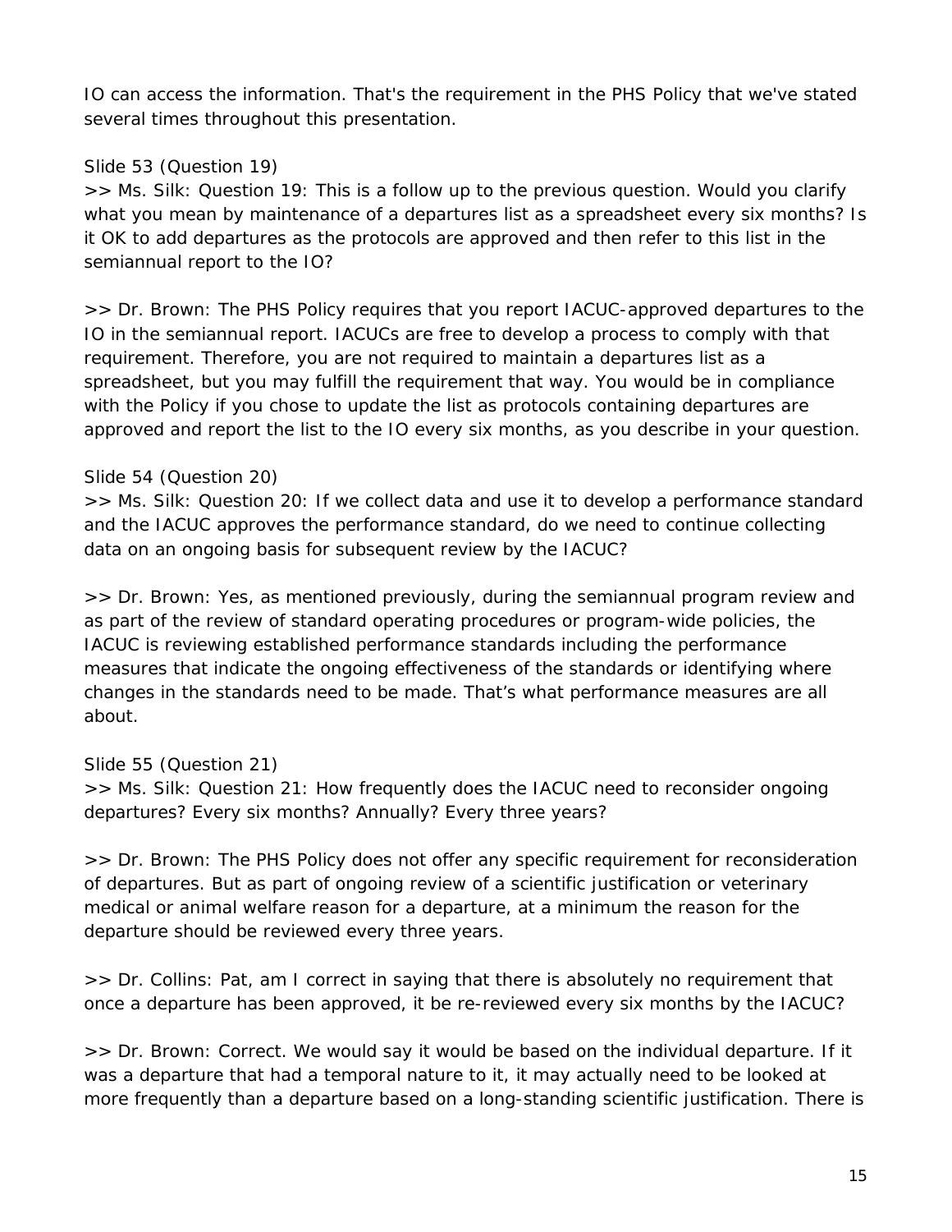IO can access the information. That's the requirement in the PHS Policy that we've stated several times throughout this presentation.

Slide 53 (Question 19)

>> Ms. Silk: Question 19: This is a follow up to the previous question. Would you clarify what you mean by maintenance of a departures list as a spreadsheet every six months? Is it OK to add departures as the protocols are approved and then refer to this list in the semiannual report to the IO?

>> Dr. Brown: The PHS Policy requires that you report IACUC-approved departures to the IO in the semiannual report. IACUCs are free to develop a process to comply with that requirement. Therefore, you are not required to maintain a departures list as a spreadsheet, but you may fulfill the requirement that way. You would be in compliance with the Policy if you chose to update the list as protocols containing departures are approved and report the list to the IO every six months, as you describe in your question.

Slide 54 (Question 20)

>> Ms. Silk: Question 20: If we collect data and use it to develop a performance standard and the IACUC approves the performance standard, do we need to continue collecting data on an ongoing basis for subsequent review by the IACUC?

>> Dr. Brown: Yes, as mentioned previously, during the semiannual program review and as part of the review of standard operating procedures or program-wide policies, the IACUC is reviewing established performance standards including the performance measures that indicate the ongoing effectiveness of the standards or identifying where changes in the standards need to be made. That's what performance measures are all about.

Slide 55 (Question 21)

>> Ms. Silk: Question 21: How frequently does the IACUC need to reconsider ongoing departures? Every six months? Annually? Every three years?

>> Dr. Brown: The PHS Policy does not offer any specific requirement for reconsideration of departures. But as part of ongoing review of a scientific justification or veterinary medical or animal welfare reason for a departure, at a minimum the reason for the departure should be reviewed every three years.

>> Dr. Collins: Pat, am I correct in saying that there is absolutely no requirement that once a departure has been approved, it be re-reviewed every six months by the IACUC?

>> Dr. Brown: Correct. We would say it would be based on the individual departure. If it was a departure that had a temporal nature to it, it may actually need to be looked at more frequently than a departure based on a long-standing scientific justification. There is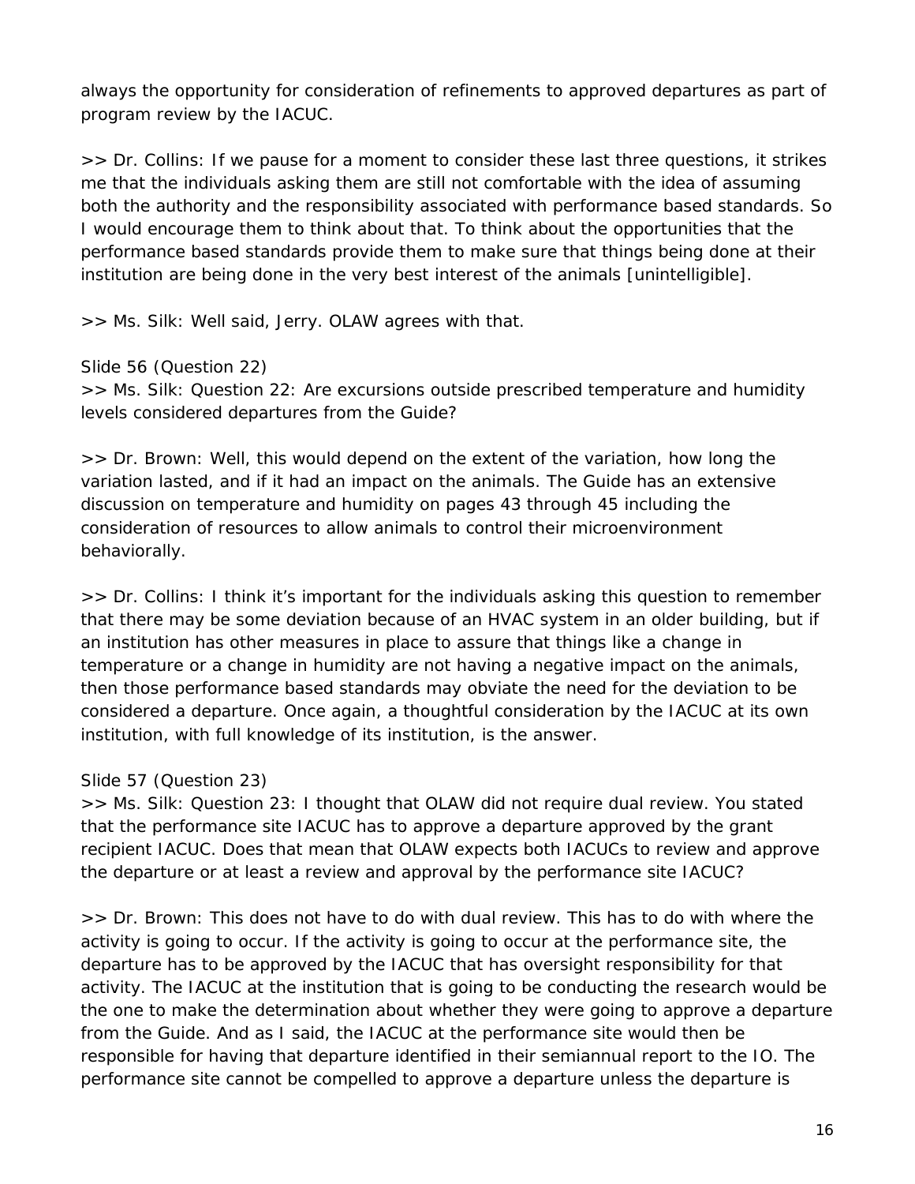always the opportunity for consideration of refinements to approved departures as part of program review by the IACUC.

>> Dr. Collins: If we pause for a moment to consider these last three questions, it strikes me that the individuals asking them are still not comfortable with the idea of assuming both the authority and the responsibility associated with performance based standards. So I would encourage them to think about that. To think about the opportunities that the performance based standards provide them to make sure that things being done at their institution are being done in the very best interest of the animals [unintelligible].

>> Ms. Silk: Well said, Jerry. OLAW agrees with that.

Slide 56 (Question 22)

>> Ms. Silk: Question 22: Are excursions outside prescribed temperature and humidity levels considered departures from the Guide?

>> Dr. Brown: Well, this would depend on the extent of the variation, how long the variation lasted, and if it had an impact on the animals. The Guide has an extensive discussion on temperature and humidity on pages 43 through 45 including the consideration of resources to allow animals to control their microenvironment behaviorally.

>> Dr. Collins: I think it's important for the individuals asking this question to remember that there may be some deviation because of an HVAC system in an older building, but if an institution has other measures in place to assure that things like a change in temperature or a change in humidity are not having a negative impact on the animals, then those performance based standards may obviate the need for the deviation to be considered a departure. Once again, a thoughtful consideration by the IACUC at its own institution, with full knowledge of its institution, is the answer.

Slide 57 (Question 23)

>> Ms. Silk: Question 23: I thought that OLAW did not require dual review. You stated that the performance site IACUC has to approve a departure approved by the grant recipient IACUC. Does that mean that OLAW expects both IACUCs to review and approve the departure or at least a review and approval by the performance site IACUC?

>> Dr. Brown: This does not have to do with dual review. This has to do with where the activity is going to occur. If the activity is going to occur at the performance site, the departure has to be approved by the IACUC that has oversight responsibility for that activity. The IACUC at the institution that is going to be conducting the research would be the one to make the determination about whether they were going to approve a departure from the Guide. And as I said, the IACUC at the performance site would then be responsible for having that departure identified in their semiannual report to the IO. The performance site cannot be compelled to approve a departure unless the departure is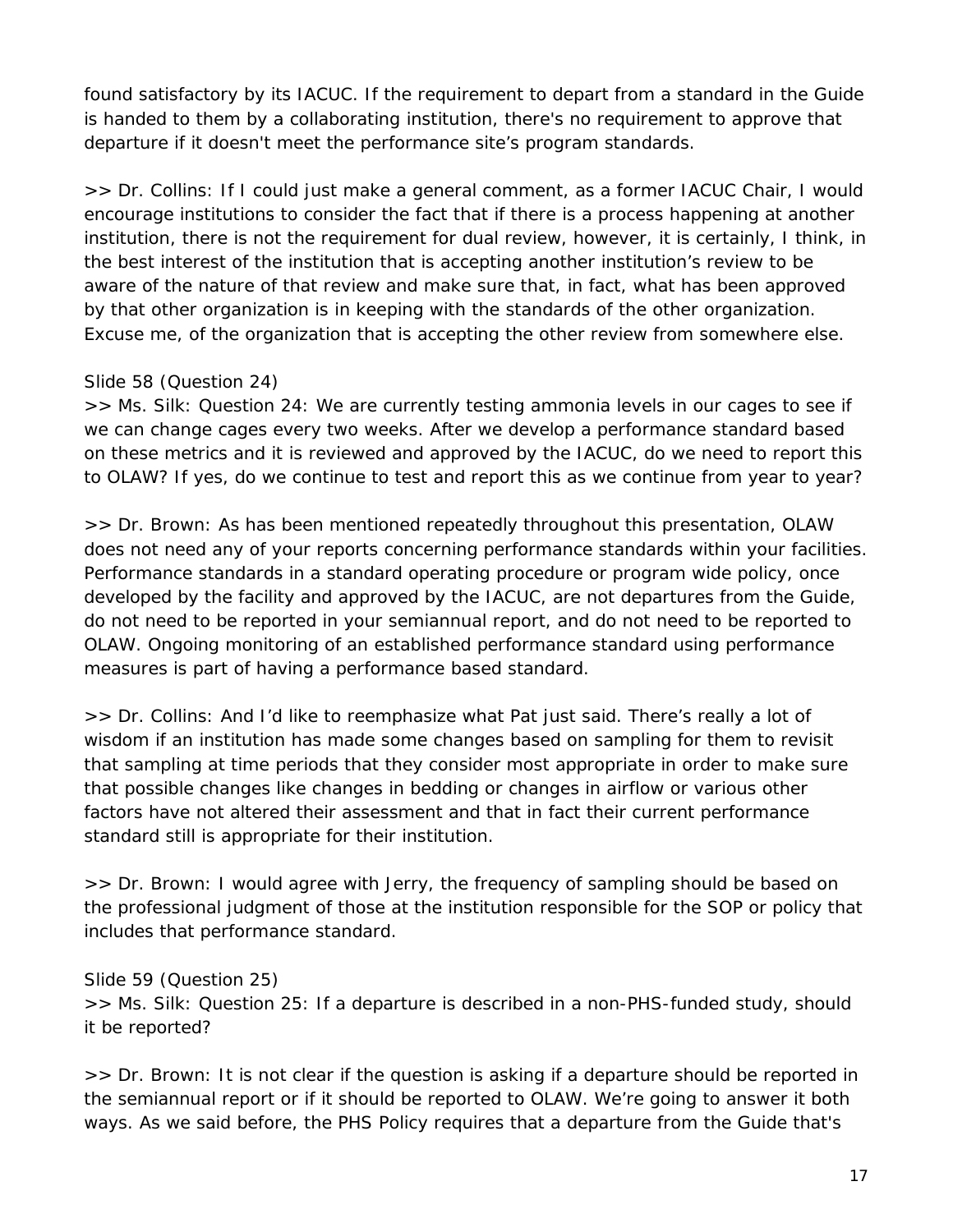found satisfactory by its IACUC. If the requirement to depart from a standard in the Guide is handed to them by a collaborating institution, there's no requirement to approve that departure if it doesn't meet the performance site's program standards.

>> Dr. Collins: If I could just make a general comment, as a former IACUC Chair, I would encourage institutions to consider the fact that if there is a process happening at another institution, there is not the requirement for dual review, however, it is certainly, I think, in the best interest of the institution that is accepting another institution's review to be aware of the nature of that review and make sure that, in fact, what has been approved by that other organization is in keeping with the standards of the other organization. Excuse me, of the organization that is accepting the other review from somewhere else.

Slide 58 (Question 24)

>> Ms. Silk: Question 24: We are currently testing ammonia levels in our cages to see if we can change cages every two weeks. After we develop a performance standard based on these metrics and it is reviewed and approved by the IACUC, do we need to report this to OLAW? If yes, do we continue to test and report this as we continue from year to year?

>> Dr. Brown: As has been mentioned repeatedly throughout this presentation, OLAW does not need any of your reports concerning performance standards within your facilities. Performance standards in a standard operating procedure or program wide policy, once developed by the facility and approved by the IACUC, are not departures from the Guide, do not need to be reported in your semiannual report, and do not need to be reported to OLAW. Ongoing monitoring of an established performance standard using performance measures is part of having a performance based standard.

>> Dr. Collins: And I'd like to reemphasize what Pat just said. There's really a lot of wisdom if an institution has made some changes based on sampling for them to revisit that sampling at time periods that they consider most appropriate in order to make sure that possible changes like changes in bedding or changes in airflow or various other factors have not altered their assessment and that in fact their current performance standard still is appropriate for their institution.

>> Dr. Brown: I would agree with Jerry, the frequency of sampling should be based on the professional judgment of those at the institution responsible for the SOP or policy that includes that performance standard.

Slide 59 (Question 25)

>> Ms. Silk: Question 25: If a departure is described in a non-PHS-funded study, should it be reported?

>> Dr. Brown: It is not clear if the question is asking if a departure should be reported in the semiannual report or if it should be reported to OLAW. We're going to answer it both ways. As we said before, the PHS Policy requires that a departure from the Guide that's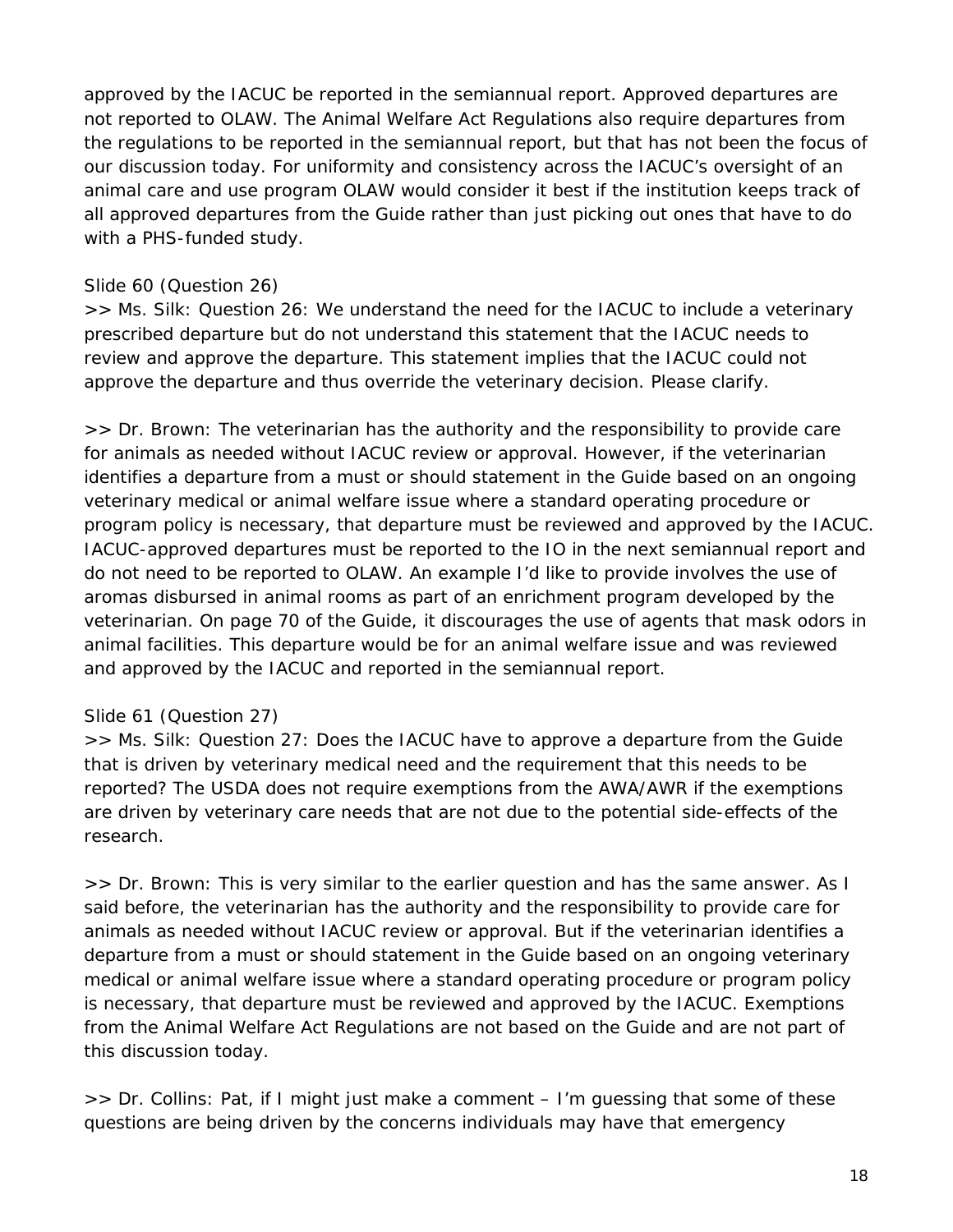approved by the IACUC be reported in the semiannual report. Approved departures are not reported to OLAW. The Animal Welfare Act Regulations also require departures from the regulations to be reported in the semiannual report, but that has not been the focus of our discussion today. For uniformity and consistency across the IACUC's oversight of an animal care and use program OLAW would consider it best if the institution keeps track of all approved departures from the Guide rather than just picking out ones that have to do with a PHS-funded study.

Slide 60 (Question 26)

>> Ms. Silk: Question 26: We understand the need for the IACUC to include a veterinary prescribed departure but do not understand this statement that the IACUC needs to review and approve the departure. This statement implies that the IACUC could not approve the departure and thus override the veterinary decision. Please clarify.

>> Dr. Brown: The veterinarian has the authority and the responsibility to provide care for animals as needed without IACUC review or approval. However, if the veterinarian identifies a departure from a must or should statement in the Guide based on an ongoing veterinary medical or animal welfare issue where a standard operating procedure or program policy is necessary, that departure must be reviewed and approved by the IACUC. IACUC-approved departures must be reported to the IO in the next semiannual report and do not need to be reported to OLAW. An example I'd like to provide involves the use of aromas disbursed in animal rooms as part of an enrichment program developed by the veterinarian. On page 70 of the Guide, it discourages the use of agents that mask odors in animal facilities. This departure would be for an animal welfare issue and was reviewed and approved by the IACUC and reported in the semiannual report.

Slide 61 (Question 27)

>> Ms. Silk: Question 27: Does the IACUC have to approve a departure from the Guide that is driven by veterinary medical need and the requirement that this needs to be reported? The USDA does not require exemptions from the AWA/AWR if the exemptions are driven by veterinary care needs that are not due to the potential side-effects of the research.

>> Dr. Brown: This is very similar to the earlier question and has the same answer. As I said before, the veterinarian has the authority and the responsibility to provide care for animals as needed without IACUC review or approval. But if the veterinarian identifies a departure from a must or should statement in the Guide based on an ongoing veterinary medical or animal welfare issue where a standard operating procedure or program policy is necessary, that departure must be reviewed and approved by the IACUC. Exemptions from the Animal Welfare Act Regulations are not based on the Guide and are not part of this discussion today.

>> Dr. Collins: Pat, if I might just make a comment – I'm guessing that some of these questions are being driven by the concerns individuals may have that emergency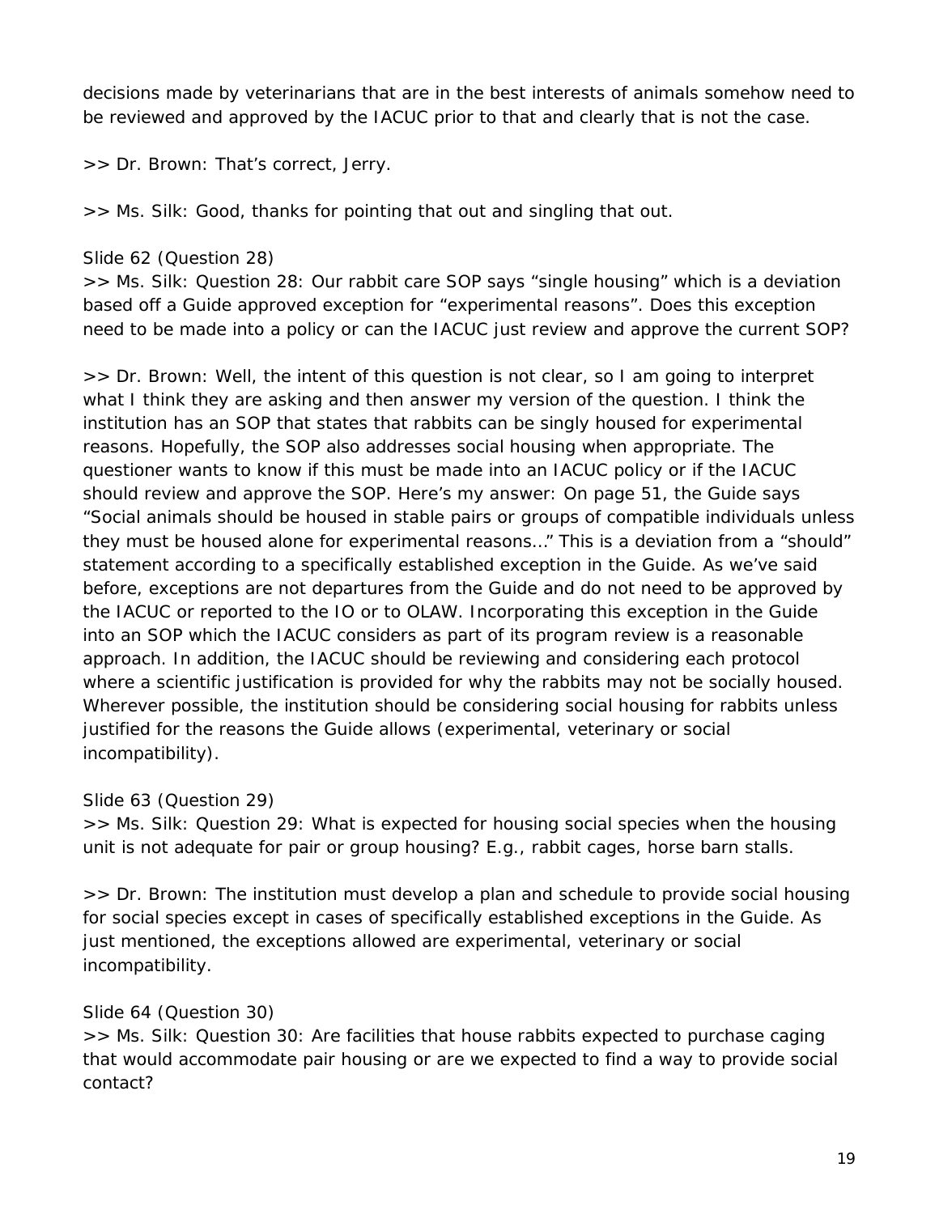decisions made by veterinarians that are in the best interests of animals somehow need to be reviewed and approved by the IACUC prior to that and clearly that is not the case.

>> Dr. Brown: That's correct, Jerry.

>> Ms. Silk: Good, thanks for pointing that out and singling that out.

Slide 62 (Question 28)
>> Ms. Silk: Question 28: Our rabbit care SOP says "single housing" which is a deviation based off a Guide approved exception for "experimental reasons". Does this exception need to be made into a policy or can the IACUC just review and approve the current SOP?

>> Dr. Brown: Well, the intent of this question is not clear, so I am going to interpret what I think they are asking and then answer my version of the question. I think the institution has an SOP that states that rabbits can be singly housed for experimental reasons. Hopefully, the SOP also addresses social housing when appropriate. The questioner wants to know if this must be made into an IACUC policy or if the IACUC should review and approve the SOP. Here's my answer: On page 51, the Guide says "Social animals should be housed in stable pairs or groups of compatible individuals unless they must be housed alone for experimental reasons…" This is a deviation from a "should" statement according to a specifically established exception in the Guide. As we've said before, exceptions are not departures from the Guide and do not need to be approved by the IACUC or reported to the IO or to OLAW. Incorporating this exception in the Guide into an SOP which the IACUC considers as part of its program review is a reasonable approach. In addition, the IACUC should be reviewing and considering each protocol where a scientific justification is provided for why the rabbits may not be socially housed. Wherever possible, the institution should be considering social housing for rabbits unless justified for the reasons the Guide allows (experimental, veterinary or social incompatibility).

Slide 63 (Question 29)
>> Ms. Silk: Question 29: What is expected for housing social species when the housing unit is not adequate for pair or group housing? E.g., rabbit cages, horse barn stalls.

>> Dr. Brown: The institution must develop a plan and schedule to provide social housing for social species except in cases of specifically established exceptions in the Guide. As just mentioned, the exceptions allowed are experimental, veterinary or social incompatibility.

Slide 64 (Question 30)
>> Ms. Silk: Question 30: Are facilities that house rabbits expected to purchase caging that would accommodate pair housing or are we expected to find a way to provide social contact?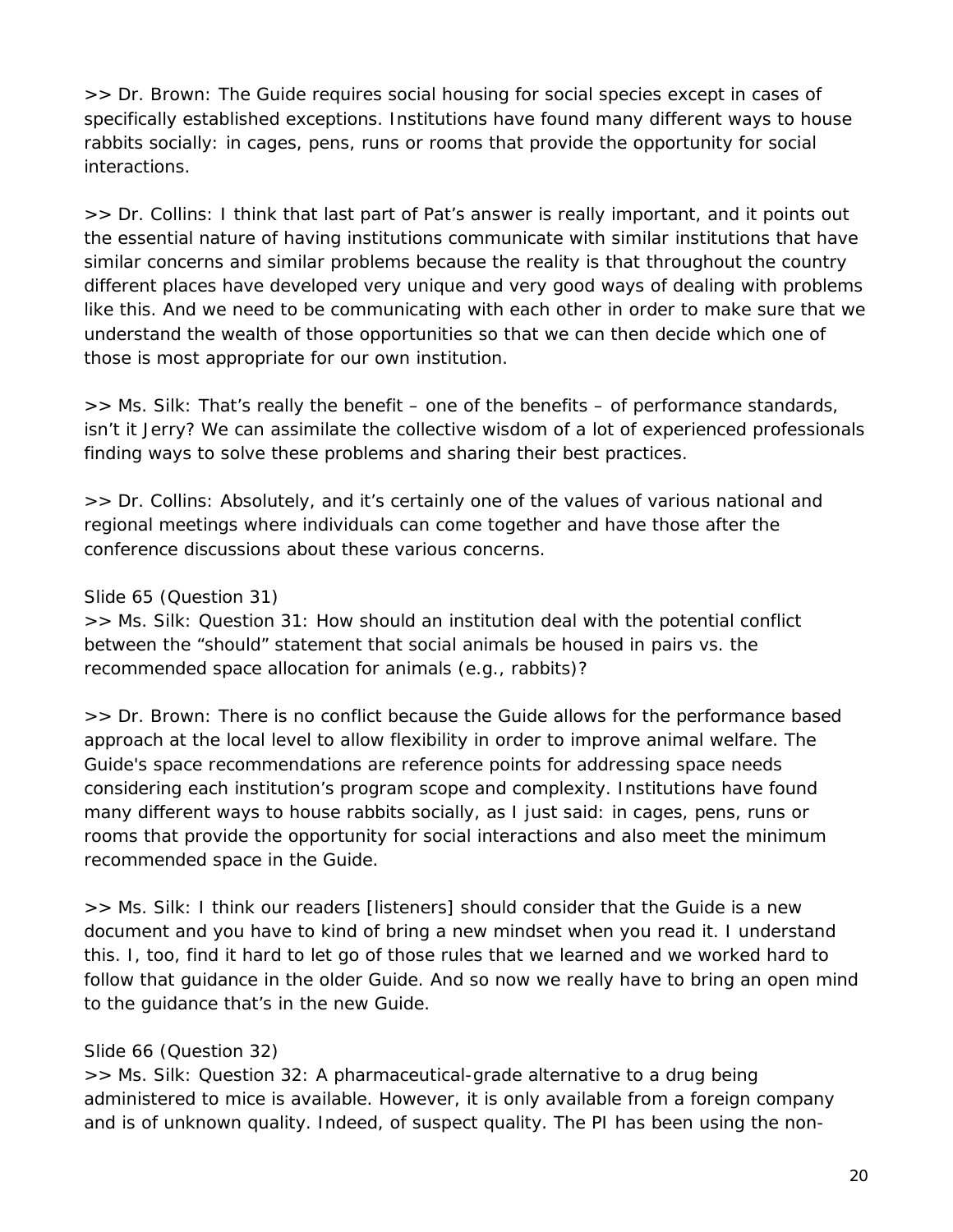>> Dr. Brown: The Guide requires social housing for social species except in cases of specifically established exceptions. Institutions have found many different ways to house rabbits socially: in cages, pens, runs or rooms that provide the opportunity for social interactions.

>> Dr. Collins: I think that last part of Pat's answer is really important, and it points out the essential nature of having institutions communicate with similar institutions that have similar concerns and similar problems because the reality is that throughout the country different places have developed very unique and very good ways of dealing with problems like this. And we need to be communicating with each other in order to make sure that we understand the wealth of those opportunities so that we can then decide which one of those is most appropriate for our own institution.

>> Ms. Silk: That's really the benefit – one of the benefits – of performance standards, isn't it Jerry? We can assimilate the collective wisdom of a lot of experienced professionals finding ways to solve these problems and sharing their best practices.

>> Dr. Collins: Absolutely, and it's certainly one of the values of various national and regional meetings where individuals can come together and have those after the conference discussions about these various concerns.

Slide 65 (Question 31)

>> Ms. Silk: Question 31: How should an institution deal with the potential conflict between the "should" statement that social animals be housed in pairs vs. the recommended space allocation for animals (e.g., rabbits)?

>> Dr. Brown: There is no conflict because the Guide allows for the performance based approach at the local level to allow flexibility in order to improve animal welfare. The Guide's space recommendations are reference points for addressing space needs considering each institution's program scope and complexity. Institutions have found many different ways to house rabbits socially, as I just said: in cages, pens, runs or rooms that provide the opportunity for social interactions and also meet the minimum recommended space in the Guide.

>> Ms. Silk: I think our readers [listeners] should consider that the Guide is a new document and you have to kind of bring a new mindset when you read it. I understand this. I, too, find it hard to let go of those rules that we learned and we worked hard to follow that guidance in the older Guide. And so now we really have to bring an open mind to the guidance that's in the new Guide.

Slide 66 (Question 32)

>> Ms. Silk: Question 32: A pharmaceutical-grade alternative to a drug being administered to mice is available. However, it is only available from a foreign company and is of unknown quality. Indeed, of suspect quality. The PI has been using the non-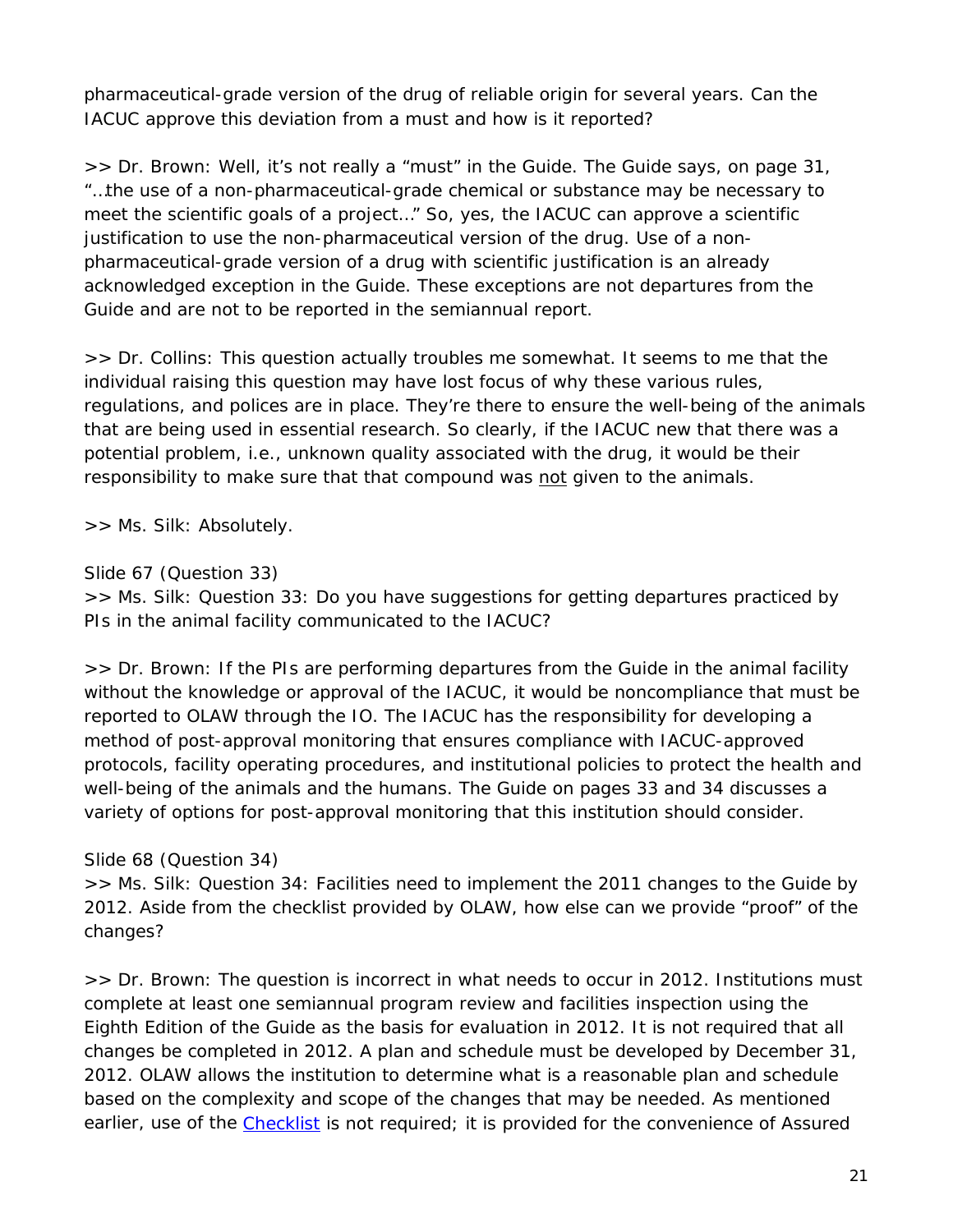pharmaceutical-grade version of the drug of reliable origin for several years. Can the IACUC approve this deviation from a must and how is it reported?

>> Dr. Brown: Well, it's not really a "must" in the Guide. The Guide says, on page 31, "…the use of a non-pharmaceutical-grade chemical or substance may be necessary to meet the scientific goals of a project…" So, yes, the IACUC can approve a scientific justification to use the non-pharmaceutical version of the drug. Use of a non-pharmaceutical-grade version of a drug with scientific justification is an already acknowledged exception in the Guide. These exceptions are not departures from the Guide and are not to be reported in the semiannual report.

>> Dr. Collins: This question actually troubles me somewhat. It seems to me that the individual raising this question may have lost focus of why these various rules, regulations, and polices are in place. They're there to ensure the well-being of the animals that are being used in essential research. So clearly, if the IACUC new that there was a potential problem, i.e., unknown quality associated with the drug, it would be their responsibility to make sure that that compound was <u>not</u> given to the animals.

>> Ms. Silk: Absolutely.

Slide 67 (Question 33)
>> Ms. Silk: Question 33: Do you have suggestions for getting departures practiced by PIs in the animal facility communicated to the IACUC?

>> Dr. Brown: If the PIs are performing departures from the Guide in the animal facility without the knowledge or approval of the IACUC, it would be noncompliance that must be reported to OLAW through the IO. The IACUC has the responsibility for developing a method of post-approval monitoring that ensures compliance with IACUC-approved protocols, facility operating procedures, and institutional policies to protect the health and well-being of the animals and the humans. The Guide on pages 33 and 34 discusses a variety of options for post-approval monitoring that this institution should consider.

Slide 68 (Question 34)
>> Ms. Silk: Question 34: Facilities need to implement the 2011 changes to the Guide by 2012. Aside from the checklist provided by OLAW, how else can we provide "proof" of the changes?

>> Dr. Brown: The question is incorrect in what needs to occur in 2012. Institutions must complete at least one semiannual program review and facilities inspection using the Eighth Edition of the Guide as the basis for evaluation in 2012. It is not required that all changes be completed in 2012. A plan and schedule must be developed by December 31, 2012. OLAW allows the institution to determine what is a reasonable plan and schedule based on the complexity and scope of the changes that may be needed. As mentioned earlier, use of the [Checklist] is not required; it is provided for the convenience of Assured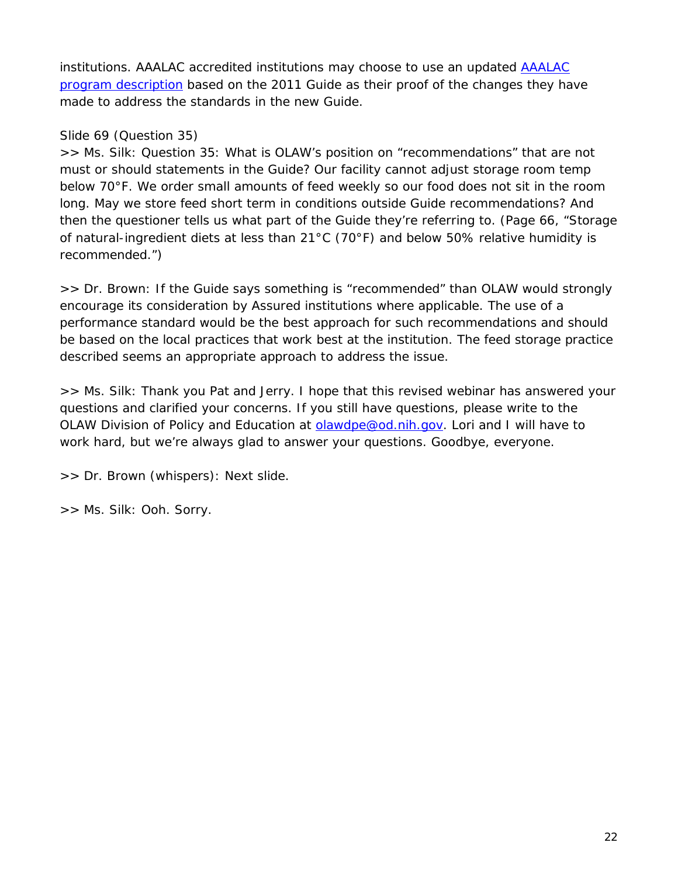institutions. AAALAC accredited institutions may choose to use an updated [AAALAC program description](#) based on the 2011 Guide as their proof of the changes they have made to address the standards in the new Guide.

Slide 69 (Question 35)

>> Ms. Silk: Question 35: What is OLAW's position on "recommendations" that are not must or should statements in the Guide? Our facility cannot adjust storage room temp below 70°F. We order small amounts of feed weekly so our food does not sit in the room long. May we store feed short term in conditions outside Guide recommendations? And then the questioner tells us what part of the Guide they're referring to. (Page 66, "Storage of natural-ingredient diets at less than 21°C (70°F) and below 50% relative humidity is recommended.")

>> Dr. Brown: If the Guide says something is "recommended" than OLAW would strongly encourage its consideration by Assured institutions where applicable. The use of a performance standard would be the best approach for such recommendations and should be based on the local practices that work best at the institution. The feed storage practice described seems an appropriate approach to address the issue.

>> Ms. Silk: Thank you Pat and Jerry. I hope that this revised webinar has answered your questions and clarified your concerns. If you still have questions, please write to the OLAW Division of Policy and Education at [olawdpe@od.nih.gov](mailto:olawdpe@od.nih.gov). Lori and I will have to work hard, but we're always glad to answer your questions. Goodbye, everyone.

>> Dr. Brown (whispers): Next slide.

>> Ms. Silk: Ooh. Sorry.